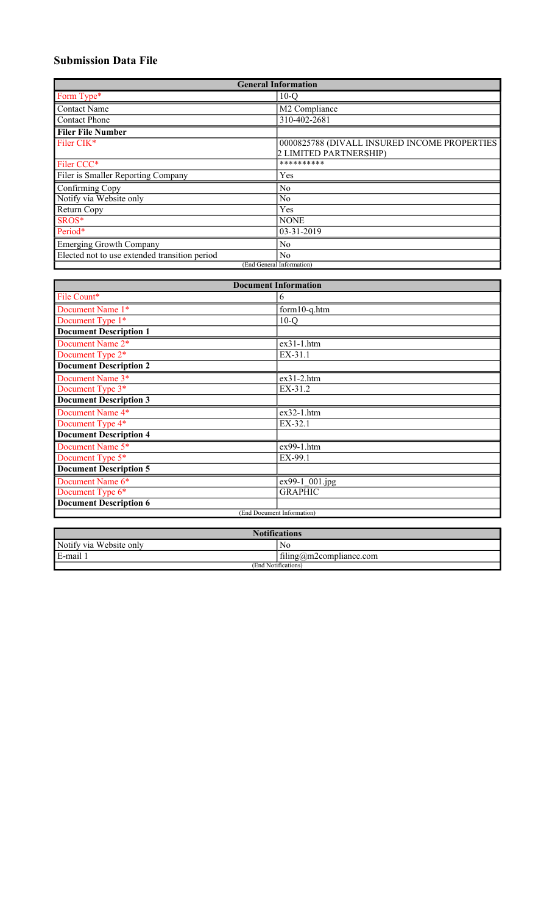## Submission Data File

| General Information | |
|---|---|
| Form Type* | 10-Q |
| Contact Name | M2 Compliance |
| Contact Phone | 310-402-2681 |
| **Filer File Number** | |
| Filer CIK* | 0000825788 (DIVALL INSURED INCOME PROPERTIES 2 LIMITED PARTNERSHIP) |
| Filer CCC* | ********** |
| Filer is Smaller Reporting Company | Yes |
| Confirming Copy | No |
| Notify via Website only | No |
| Return Copy | Yes |
| SROS* | NONE |
| Period* | 03-31-2019 |
| Emerging Growth Company | No |
| Elected not to use extended transition period | No |
| (End General Information) | |

| Document Information | |
|---|---|
| File Count* | 6 |
| Document Name 1* | form10-q.htm |
| Document Type 1* | 10-Q |
| **Document Description 1** | |
| Document Name 2* | ex31-1.htm |
| Document Type 2* | EX-31.1 |
| **Document Description 2** | |
| Document Name 3* | ex31-2.htm |
| Document Type 3* | EX-31.2 |
| **Document Description 3** | |
| Document Name 4* | ex32-1.htm |
| Document Type 4* | EX-32.1 |
| **Document Description 4** | |
| Document Name 5* | ex99-1.htm |
| Document Type 5* | EX-99.1 |
| **Document Description 5** | |
| Document Name 6* | ex99-1_001.jpg |
| Document Type 6* | GRAPHIC |
| **Document Description 6** | |
| (End Document Information) | |

| Notifications | |
|---|---|
| Notify via Website only | No |
| E-mail 1 | filing@m2compliance.com |
| (End Notifications) | |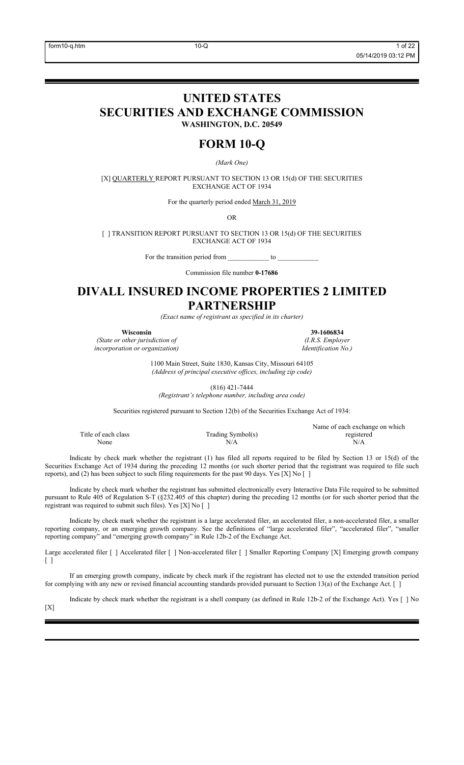# UNITED STATES
# SECURITIES AND EXCHANGE COMMISSION
**WASHINGTON, D.C. 20549**

# FORM 10-Q

*(Mark One)*

[X] QUARTERLY REPORT PURSUANT TO SECTION 13 OR 15(d) OF THE SECURITIES EXCHANGE ACT OF 1934

For the quarterly period ended March 31, 2019

OR

[ ] TRANSITION REPORT PURSUANT TO SECTION 13 OR 15(d) OF THE SECURITIES EXCHANGE ACT OF 1934

For the transition period from ____________ to ____________

Commission file number **0-17686**

# DIVALL INSURED INCOME PROPERTIES 2 LIMITED PARTNERSHIP

*(Exact name of registrant as specified in its charter)*

| **Wisconsin** | **39-1606834** |
|---|---|
| *(State or other jurisdiction of incorporation or organization)* | *(I.R.S. Employer Identification No.)* |

1100 Main Street, Suite 1830, Kansas City, Missouri 64105
*(Address of principal executive offices, including zip code)*

(816) 421-7444
*(Registrant's telephone number, including area code)*

Securities registered pursuant to Section 12(b) of the Securities Exchange Act of 1934:

| Title of each class | Trading Symbol(s) | Name of each exchange on which registered |
|---|---|---|
| None | N/A | N/A |

Indicate by check mark whether the registrant (1) has filed all reports required to be filed by Section 13 or 15(d) of the Securities Exchange Act of 1934 during the preceding 12 months (or such shorter period that the registrant was required to file such reports), and (2) has been subject to such filing requirements for the past 90 days. Yes [X] No [ ]

Indicate by check mark whether the registrant has submitted electronically every Interactive Data File required to be submitted pursuant to Rule 405 of Regulation S-T (§232.405 of this chapter) during the preceding 12 months (or for such shorter period that the registrant was required to submit such files). Yes [X] No [ ]

Indicate by check mark whether the registrant is a large accelerated filer, an accelerated filer, a non-accelerated filer, a smaller reporting company, or an emerging growth company. See the definitions of "large accelerated filer", "accelerated filer", "smaller reporting company" and "emerging growth company" in Rule 12b-2 of the Exchange Act.

Large accelerated filer [ ] Accelerated filer [ ] Non-accelerated filer [ ] Smaller Reporting Company [X] Emerging growth company [ ]

If an emerging growth company, indicate by check mark if the registrant has elected not to use the extended transition period for complying with any new or revised financial accounting standards provided pursuant to Section 13(a) of the Exchange Act. [ ]

Indicate by check mark whether the registrant is a shell company (as defined in Rule 12b-2 of the Exchange Act). Yes [ ] No [X]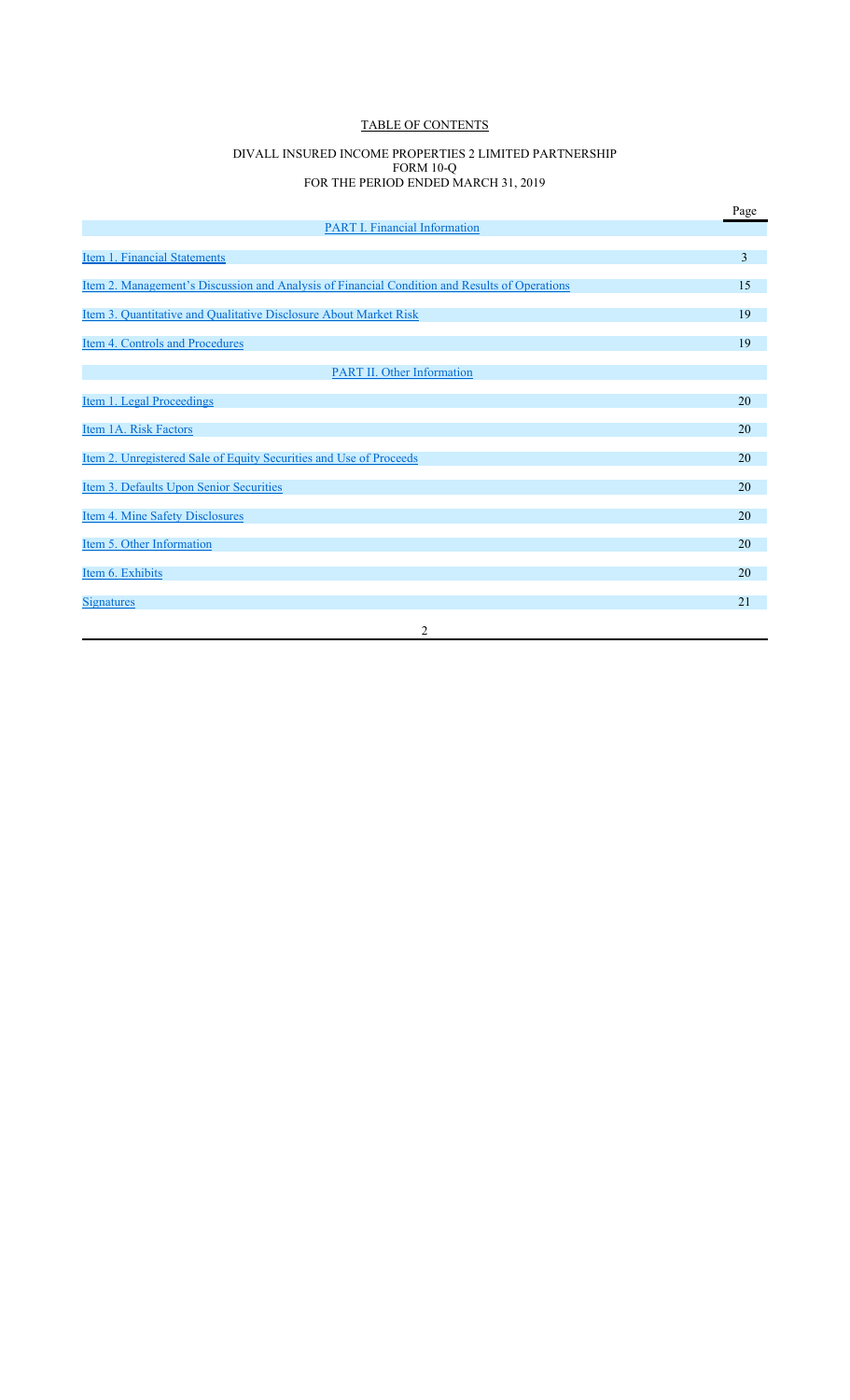# TABLE OF CONTENTS

DIVALL INSURED INCOME PROPERTIES 2 LIMITED PARTNERSHIP
FORM 10-Q
FOR THE PERIOD ENDED MARCH 31, 2019

| | Page |
|---|---|
| PART I. Financial Information | |
| Item 1. Financial Statements | 3 |
| Item 2. Management's Discussion and Analysis of Financial Condition and Results of Operations | 15 |
| Item 3. Quantitative and Qualitative Disclosure About Market Risk | 19 |
| Item 4. Controls and Procedures | 19 |
| PART II. Other Information | |
| Item 1. Legal Proceedings | 20 |
| Item 1A. Risk Factors | 20 |
| Item 2. Unregistered Sale of Equity Securities and Use of Proceeds | 20 |
| Item 3. Defaults Upon Senior Securities | 20 |
| Item 4. Mine Safety Disclosures | 20 |
| Item 5. Other Information | 20 |
| Item 6. Exhibits | 20 |
| Signatures | 21 |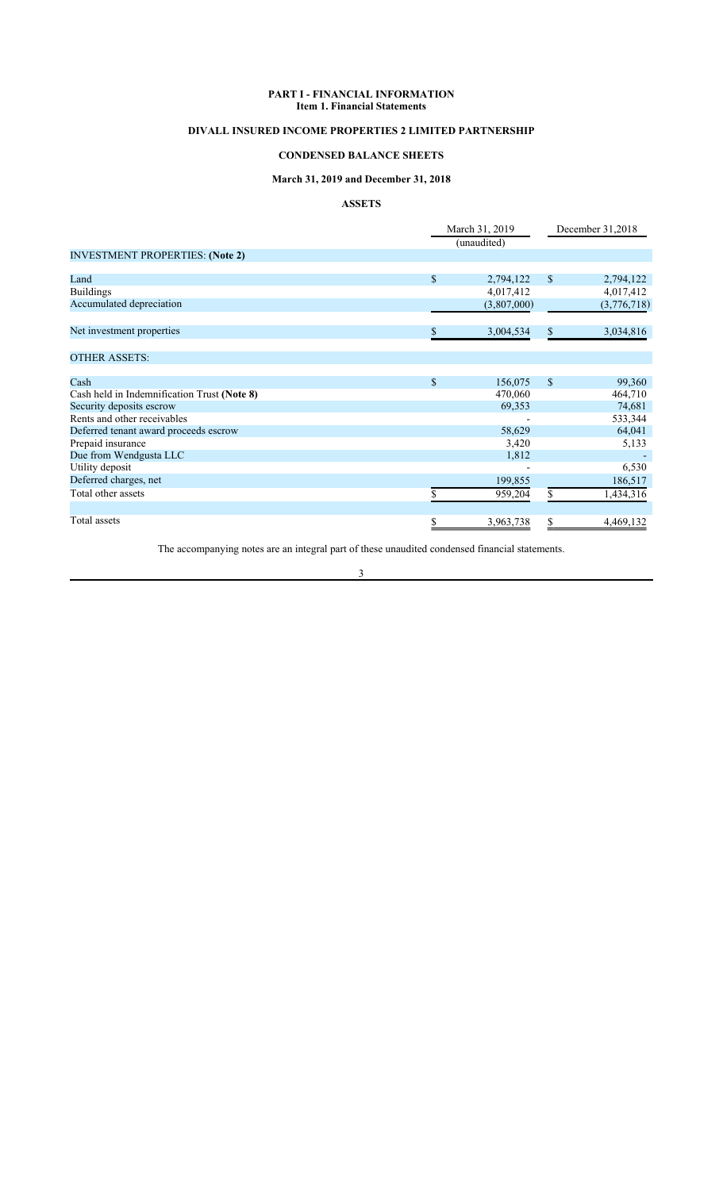# PART I - FINANCIAL INFORMATION

## Item 1. Financial Statements

## DIVALL INSURED INCOME PROPERTIES 2 LIMITED PARTNERSHIP

## CONDENSED BALANCE SHEETS

### March 31, 2019 and December 31, 2018

### ASSETS

| | March 31, 2019 (unaudited) | December 31,2018 |
|---|---|---|
| INVESTMENT PROPERTIES: **(Note 2)** | | |
| Land | $ 2,794,122 | $ 2,794,122 |
| Buildings | 4,017,412 | 4,017,412 |
| Accumulated depreciation | (3,807,000) | (3,776,718) |
| Net investment properties | $ 3,004,534 | $ 3,034,816 |
| OTHER ASSETS: | | |
| Cash | $ 156,075 | $ 99,360 |
| Cash held in Indemnification Trust **(Note 8)** | 470,060 | 464,710 |
| Security deposits escrow | 69,353 | 74,681 |
| Rents and other receivables | - | 533,344 |
| Deferred tenant award proceeds escrow | 58,629 | 64,041 |
| Prepaid insurance | 3,420 | 5,133 |
| Due from Wendgusta LLC | 1,812 | - |
| Utility deposit | - | 6,530 |
| Deferred charges, net | 199,855 | 186,517 |
| Total other assets | $ 959,204 | $ 1,434,316 |
| Total assets | $ 3,963,738 | $ 4,469,132 |

The accompanying notes are an integral part of these unaudited condensed financial statements.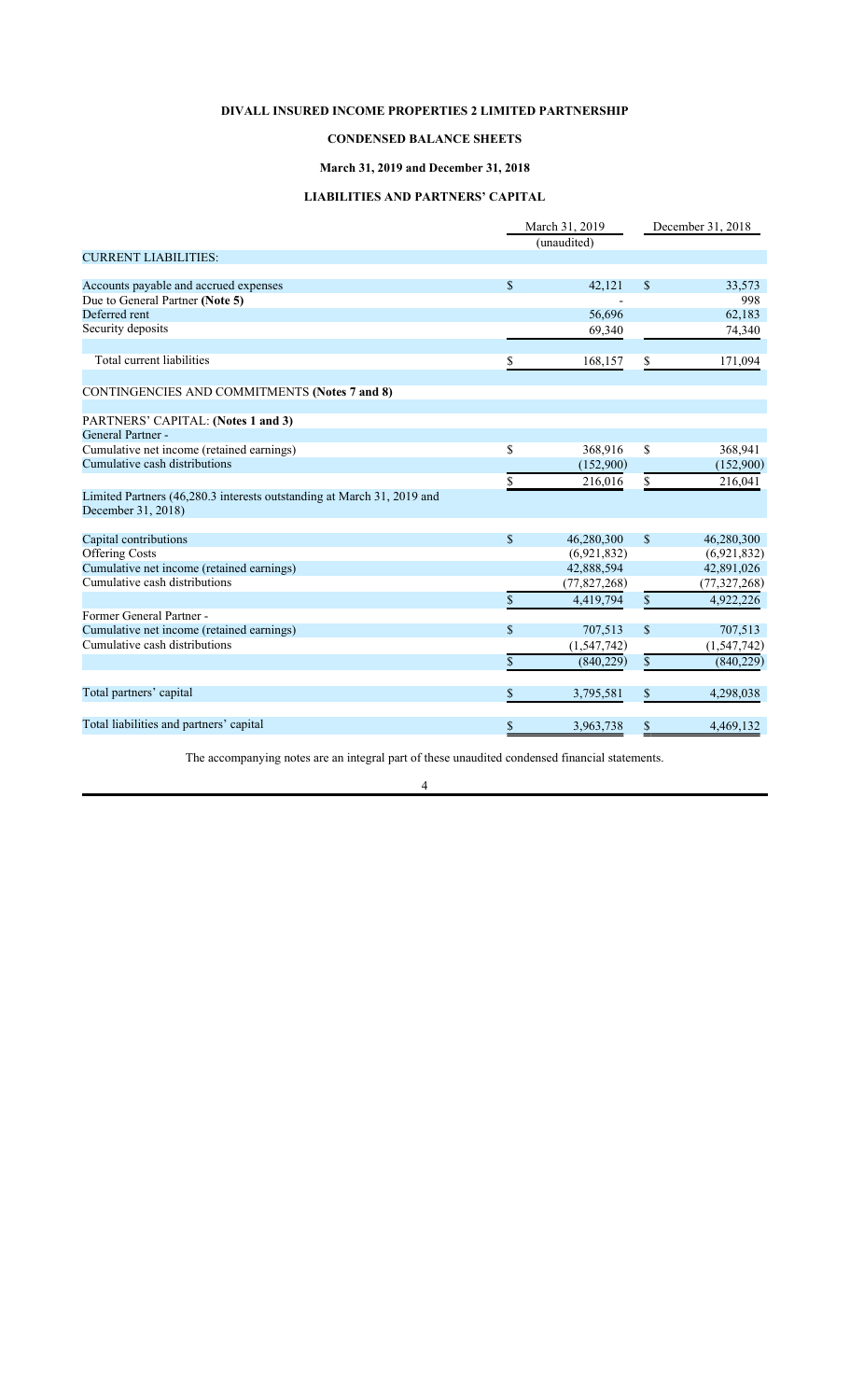**DIVALL INSURED INCOME PROPERTIES 2 LIMITED PARTNERSHIP**

**CONDENSED BALANCE SHEETS**

**March 31, 2019 and December 31, 2018**

**LIABILITIES AND PARTNERS' CAPITAL**

| | March 31, 2019 (unaudited) | December 31, 2018 |
|---|---|---|
| CURRENT LIABILITIES: | | |
| Accounts payable and accrued expenses | $ 42,121 | $ 33,573 |
| Due to General Partner **(Note 5)** | - | 998 |
| Deferred rent | 56,696 | 62,183 |
| Security deposits | 69,340 | 74,340 |
| Total current liabilities | $ 168,157 | $ 171,094 |
| CONTINGENCIES AND COMMITMENTS **(Notes 7 and 8)** | | |
| PARTNERS' CAPITAL: **(Notes 1 and 3)** | | |
| General Partner - | | |
| Cumulative net income (retained earnings) | $ 368,916 | $ 368,941 |
| Cumulative cash distributions | (152,900) | (152,900) |
| | $ 216,016 | $ 216,041 |
| Limited Partners (46,280.3 interests outstanding at March 31, 2019 and December 31, 2018) | | |
| Capital contributions | $ 46,280,300 | $ 46,280,300 |
| Offering Costs | (6,921,832) | (6,921,832) |
| Cumulative net income (retained earnings) | 42,888,594 | 42,891,026 |
| Cumulative cash distributions | (77,827,268) | (77,327,268) |
| | $ 4,419,794 | $ 4,922,226 |
| Former General Partner - | | |
| Cumulative net income (retained earnings) | $ 707,513 | $ 707,513 |
| Cumulative cash distributions | (1,547,742) | (1,547,742) |
| | $ (840,229) | $ (840,229) |
| Total partners' capital | $ 3,795,581 | $ 4,298,038 |
| Total liabilities and partners' capital | $ 3,963,738 | $ 4,469,132 |

The accompanying notes are an integral part of these unaudited condensed financial statements.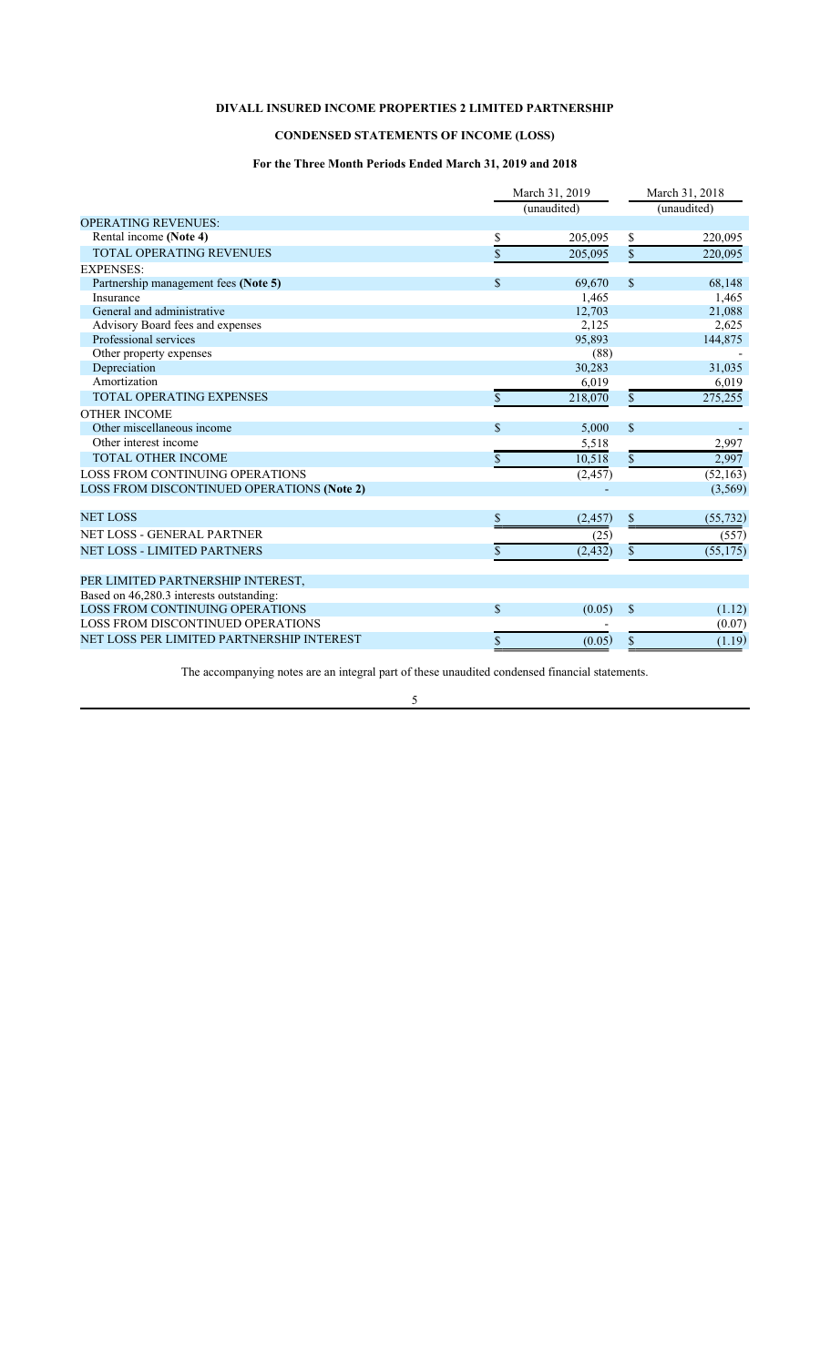**DIVALL INSURED INCOME PROPERTIES 2 LIMITED PARTNERSHIP**

**CONDENSED STATEMENTS OF INCOME (LOSS)**

**For the Three Month Periods Ended March 31, 2019 and 2018**

| | March 31, 2019 (unaudited) | March 31, 2018 (unaudited) |
|---|---|---|
| OPERATING REVENUES: | | |
| Rental income **(Note 4)** | $ 205,095 | $ 220,095 |
| TOTAL OPERATING REVENUES | $ 205,095 | $ 220,095 |
| EXPENSES: | | |
| Partnership management fees **(Note 5)** | $ 69,670 | $ 68,148 |
| Insurance | 1,465 | 1,465 |
| General and administrative | 12,703 | 21,088 |
| Advisory Board fees and expenses | 2,125 | 2,625 |
| Professional services | 95,893 | 144,875 |
| Other property expenses | (88) | - |
| Depreciation | 30,283 | 31,035 |
| Amortization | 6,019 | 6,019 |
| TOTAL OPERATING EXPENSES | $ 218,070 | $ 275,255 |
| OTHER INCOME | | |
| Other miscellaneous income | $ 5,000 | $ - |
| Other interest income | 5,518 | 2,997 |
| TOTAL OTHER INCOME | $ 10,518 | $ 2,997 |
| LOSS FROM CONTINUING OPERATIONS | (2,457) | (52,163) |
| LOSS FROM DISCONTINUED OPERATIONS **(Note 2)** | - | (3,569) |
| NET LOSS | $ (2,457) | $ (55,732) |
| NET LOSS - GENERAL PARTNER | (25) | (557) |
| NET LOSS - LIMITED PARTNERS | $ (2,432) | $ (55,175) |
| PER LIMITED PARTNERSHIP INTEREST, | | |
| Based on 46,280.3 interests outstanding: | | |
| LOSS FROM CONTINUING OPERATIONS | $ (0.05) | $ (1.12) |
| LOSS FROM DISCONTINUED OPERATIONS | - | (0.07) |
| NET LOSS PER LIMITED PARTNERSHIP INTEREST | $ (0.05) | $ (1.19) |

The accompanying notes are an integral part of these unaudited condensed financial statements.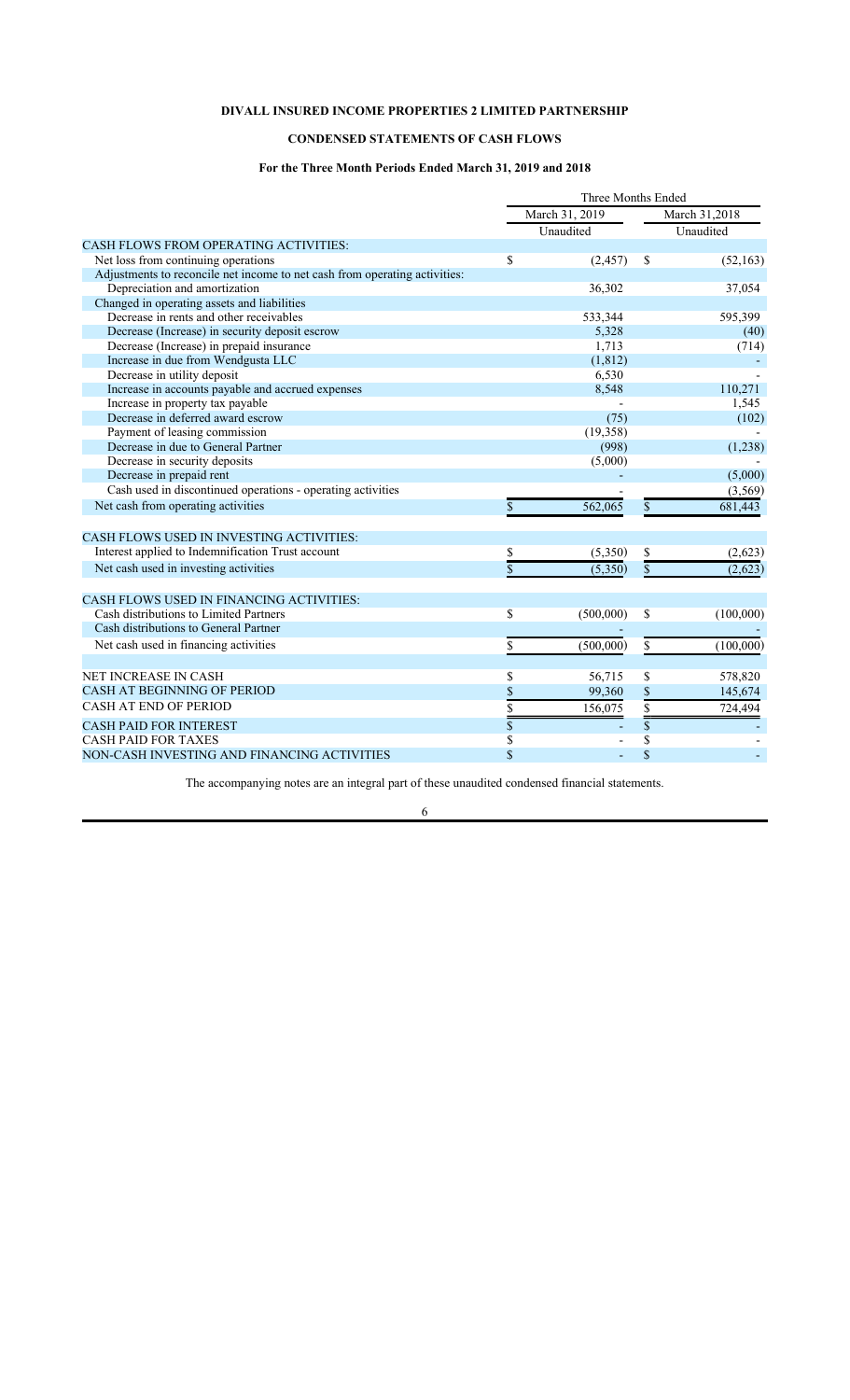**DIVALL INSURED INCOME PROPERTIES 2 LIMITED PARTNERSHIP**

**CONDENSED STATEMENTS OF CASH FLOWS**

**For the Three Month Periods Ended March 31, 2019 and 2018**

| | Three Months Ended | |
|---|---|---|
| | March 31, 2019 | March 31,2018 |
| | Unaudited | Unaudited |
| CASH FLOWS FROM OPERATING ACTIVITIES: | | |
| Net loss from continuing operations | $ (2,457) | $ (52,163) |
| Adjustments to reconcile net income to net cash from operating activities: | | |
| Depreciation and amortization | 36,302 | 37,054 |
| Changed in operating assets and liabilities | | |
| Decrease in rents and other receivables | 533,344 | 595,399 |
| Decrease (Increase) in security deposit escrow | 5,328 | (40) |
| Decrease (Increase) in prepaid insurance | 1,713 | (714) |
| Increase in due from Wendgusta LLC | (1,812) | - |
| Decrease in utility deposit | 6,530 | - |
| Increase in accounts payable and accrued expenses | 8,548 | 110,271 |
| Increase in property tax payable | - | 1,545 |
| Decrease in deferred award escrow | (75) | (102) |
| Payment of leasing commission | (19,358) | - |
| Decrease in due to General Partner | (998) | (1,238) |
| Decrease in security deposits | (5,000) | - |
| Decrease in prepaid rent | - | (5,000) |
| Cash used in discontinued operations - operating activities | - | (3,569) |
| Net cash from operating activities | $ 562,065 | $ 681,443 |
| | | |
| CASH FLOWS USED IN INVESTING ACTIVITIES: | | |
| Interest applied to Indemnification Trust account | $ (5,350) | $ (2,623) |
| Net cash used in investing activities | $ (5,350) | $ (2,623) |
| | | |
| CASH FLOWS USED IN FINANCING ACTIVITIES: | | |
| Cash distributions to Limited Partners | $ (500,000) | $ (100,000) |
| Cash distributions to General Partner | - | - |
| Net cash used in financing activities | $ (500,000) | $ (100,000) |
| | | |
| NET INCREASE IN CASH | $ 56,715 | $ 578,820 |
| CASH AT BEGINNING OF PERIOD | $ 99,360 | $ 145,674 |
| CASH AT END OF PERIOD | $ 156,075 | $ 724,494 |
| CASH PAID FOR INTEREST | $ - | $ - |
| CASH PAID FOR TAXES | $ - | $ - |
| NON-CASH INVESTING AND FINANCING ACTIVITIES | $ - | $ - |

The accompanying notes are an integral part of these unaudited condensed financial statements.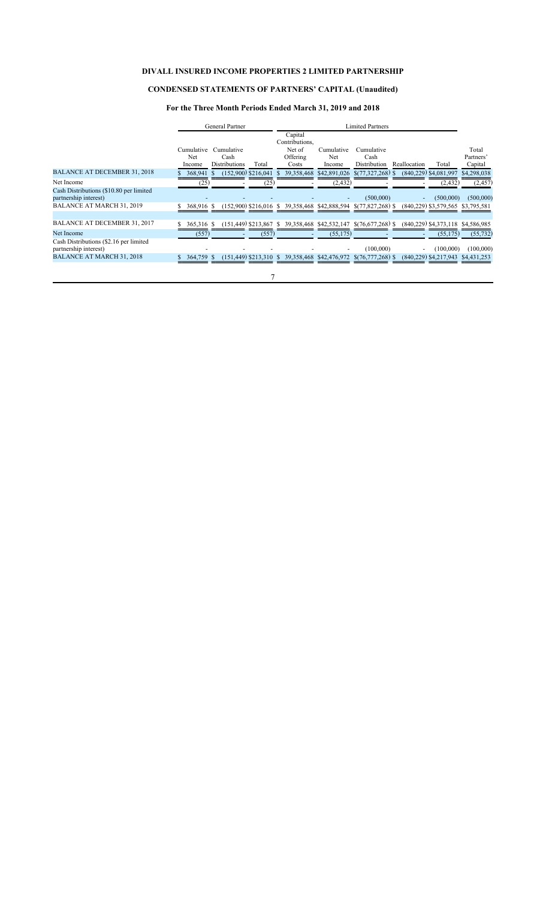# DIVALL INSURED INCOME PROPERTIES 2 LIMITED PARTNERSHIP

## CONDENSED STATEMENTS OF PARTNERS' CAPITAL (Unaudited)

### For the Three Month Periods Ended March 31, 2019 and 2018

| | General Partner | | | Limited Partners | | | | | |
|---|---|---|---|---|---|---|---|---|---|
| | Cumulative Net Income | Cumulative Cash Distributions | Total | Capital Contributions, Net of Offering Costs | Cumulative Net Income | Cumulative Cash Distribution | Reallocation | Total | Total Partners' Capital |
| BALANCE AT DECEMBER 31, 2018 | $ 368,941 | $ (152,900) | $216,041 | $ 39,358,468 | $42,891,026 | $(77,327,268) | $ (840,229) | $4,081,997 | $4,298,038 |
| Net Income | (25) | - | (25) | - | (2,432) | - | - | (2,432) | (2,457) |
| Cash Distributions ($10.80 per limited partnership interest) | - | - | - | - | - | (500,000) | - | (500,000) | (500,000) |
| BALANCE AT MARCH 31, 2019 | $ 368,916 | $ (152,900) | $216,016 | $ 39,358,468 | $42,888,594 | $(77,827,268) | $ (840,229) | $3,579,565 | $3,795,581 |
| | | | | | | | | | |
| BALANCE AT DECEMBER 31, 2017 | $ 365,316 | $ (151,449) | $213,867 | $ 39,358,468 | $42,532,147 | $(76,677,268) | $ (840,229) | $4,373,118 | $4,586,985 |
| Net Income | (557) | - | (557) | - | (55,175) | - | - | (55,175) | (55,732) |
| Cash Distributions ($2.16 per limited partnership interest) | - | - | - | - | - | (100,000) | - | (100,000) | (100,000) |
| BALANCE AT MARCH 31, 2018 | $ 364,759 | $ (151,449) | $213,310 | $ 39,358,468 | $42,476,972 | $(76,777,268) | $ (840,229) | $4,217,943 | $4,431,253 |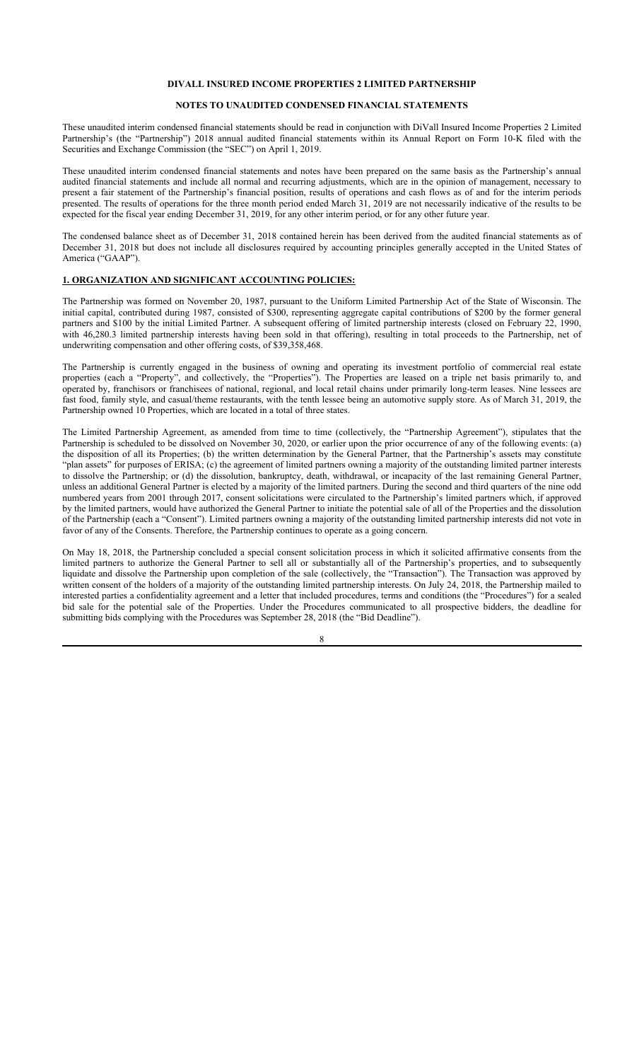**DIVALL INSURED INCOME PROPERTIES 2 LIMITED PARTNERSHIP**

**NOTES TO UNAUDITED CONDENSED FINANCIAL STATEMENTS**

These unaudited interim condensed financial statements should be read in conjunction with DiVall Insured Income Properties 2 Limited Partnership's (the "Partnership") 2018 annual audited financial statements within its Annual Report on Form 10-K filed with the Securities and Exchange Commission (the "SEC") on April 1, 2019.

These unaudited interim condensed financial statements and notes have been prepared on the same basis as the Partnership's annual audited financial statements and include all normal and recurring adjustments, which are in the opinion of management, necessary to present a fair statement of the Partnership's financial position, results of operations and cash flows as of and for the interim periods presented. The results of operations for the three month period ended March 31, 2019 are not necessarily indicative of the results to be expected for the fiscal year ending December 31, 2019, for any other interim period, or for any other future year.

The condensed balance sheet as of December 31, 2018 contained herein has been derived from the audited financial statements as of December 31, 2018 but does not include all disclosures required by accounting principles generally accepted in the United States of America ("GAAP").

**1. ORGANIZATION AND SIGNIFICANT ACCOUNTING POLICIES:**

The Partnership was formed on November 20, 1987, pursuant to the Uniform Limited Partnership Act of the State of Wisconsin. The initial capital, contributed during 1987, consisted of $300, representing aggregate capital contributions of $200 by the former general partners and $100 by the initial Limited Partner. A subsequent offering of limited partnership interests (closed on February 22, 1990, with 46,280.3 limited partnership interests having been sold in that offering), resulting in total proceeds to the Partnership, net of underwriting compensation and other offering costs, of $39,358,468.

The Partnership is currently engaged in the business of owning and operating its investment portfolio of commercial real estate properties (each a "Property", and collectively, the "Properties"). The Properties are leased on a triple net basis primarily to, and operated by, franchisors or franchisees of national, regional, and local retail chains under primarily long-term leases. Nine lessees are fast food, family style, and casual/theme restaurants, with the tenth lessee being an automotive supply store. As of March 31, 2019, the Partnership owned 10 Properties, which are located in a total of three states.

The Limited Partnership Agreement, as amended from time to time (collectively, the "Partnership Agreement"), stipulates that the Partnership is scheduled to be dissolved on November 30, 2020, or earlier upon the prior occurrence of any of the following events: (a) the disposition of all its Properties; (b) the written determination by the General Partner, that the Partnership's assets may constitute "plan assets" for purposes of ERISA; (c) the agreement of limited partners owning a majority of the outstanding limited partner interests to dissolve the Partnership; or (d) the dissolution, bankruptcy, death, withdrawal, or incapacity of the last remaining General Partner, unless an additional General Partner is elected by a majority of the limited partners. During the second and third quarters of the nine odd numbered years from 2001 through 2017, consent solicitations were circulated to the Partnership's limited partners which, if approved by the limited partners, would have authorized the General Partner to initiate the potential sale of all of the Properties and the dissolution of the Partnership (each a "Consent"). Limited partners owning a majority of the outstanding limited partnership interests did not vote in favor of any of the Consents. Therefore, the Partnership continues to operate as a going concern.

On May 18, 2018, the Partnership concluded a special consent solicitation process in which it solicited affirmative consents from the limited partners to authorize the General Partner to sell all or substantially all of the Partnership's properties, and to subsequently liquidate and dissolve the Partnership upon completion of the sale (collectively, the "Transaction"). The Transaction was approved by written consent of the holders of a majority of the outstanding limited partnership interests. On July 24, 2018, the Partnership mailed to interested parties a confidentiality agreement and a letter that included procedures, terms and conditions (the "Procedures") for a sealed bid sale for the potential sale of the Properties. Under the Procedures communicated to all prospective bidders, the deadline for submitting bids complying with the Procedures was September 28, 2018 (the "Bid Deadline").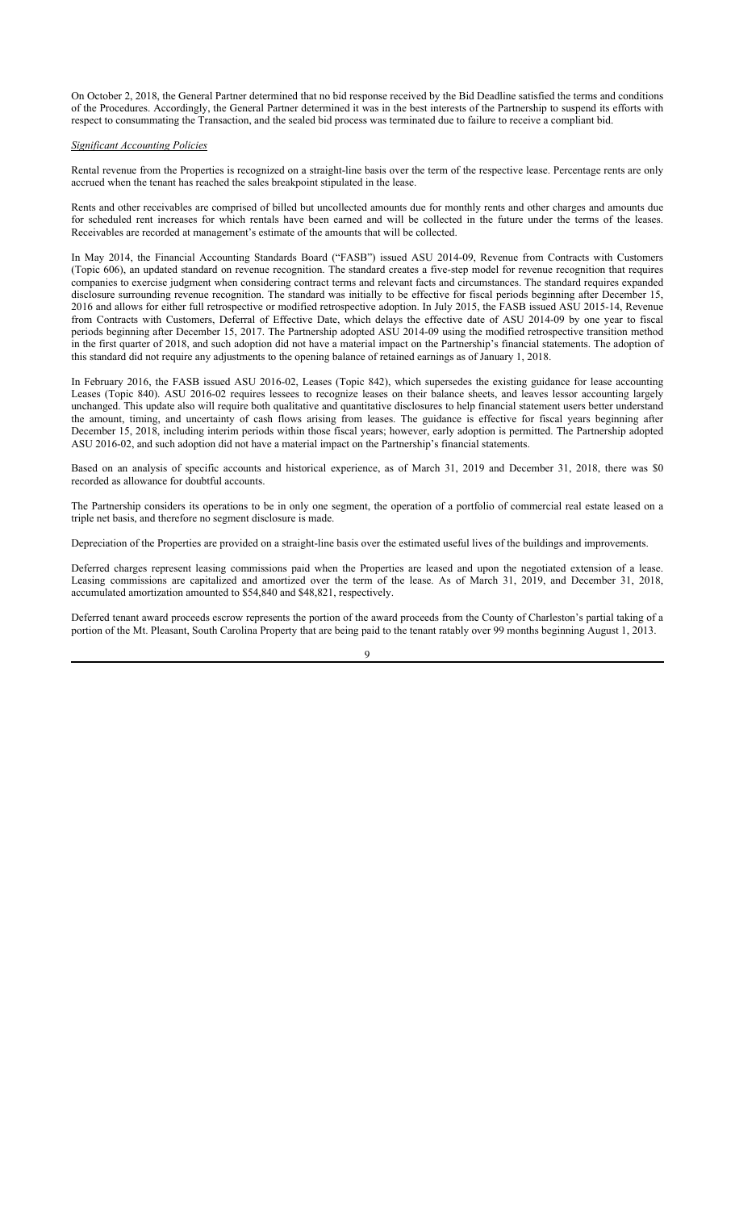On October 2, 2018, the General Partner determined that no bid response received by the Bid Deadline satisfied the terms and conditions of the Procedures. Accordingly, the General Partner determined it was in the best interests of the Partnership to suspend its efforts with respect to consummating the Transaction, and the sealed bid process was terminated due to failure to receive a compliant bid.

*Significant Accounting Policies*

Rental revenue from the Properties is recognized on a straight-line basis over the term of the respective lease. Percentage rents are only accrued when the tenant has reached the sales breakpoint stipulated in the lease.

Rents and other receivables are comprised of billed but uncollected amounts due for monthly rents and other charges and amounts due for scheduled rent increases for which rentals have been earned and will be collected in the future under the terms of the leases. Receivables are recorded at management's estimate of the amounts that will be collected.

In May 2014, the Financial Accounting Standards Board ("FASB") issued ASU 2014-09, Revenue from Contracts with Customers (Topic 606), an updated standard on revenue recognition. The standard creates a five-step model for revenue recognition that requires companies to exercise judgment when considering contract terms and relevant facts and circumstances. The standard requires expanded disclosure surrounding revenue recognition. The standard was initially to be effective for fiscal periods beginning after December 15, 2016 and allows for either full retrospective or modified retrospective adoption. In July 2015, the FASB issued ASU 2015-14, Revenue from Contracts with Customers, Deferral of Effective Date, which delays the effective date of ASU 2014-09 by one year to fiscal periods beginning after December 15, 2017. The Partnership adopted ASU 2014-09 using the modified retrospective transition method in the first quarter of 2018, and such adoption did not have a material impact on the Partnership's financial statements. The adoption of this standard did not require any adjustments to the opening balance of retained earnings as of January 1, 2018.

In February 2016, the FASB issued ASU 2016-02, Leases (Topic 842), which supersedes the existing guidance for lease accounting Leases (Topic 840). ASU 2016-02 requires lessees to recognize leases on their balance sheets, and leaves lessor accounting largely unchanged. This update also will require both qualitative and quantitative disclosures to help financial statement users better understand the amount, timing, and uncertainty of cash flows arising from leases. The guidance is effective for fiscal years beginning after December 15, 2018, including interim periods within those fiscal years; however, early adoption is permitted. The Partnership adopted ASU 2016-02, and such adoption did not have a material impact on the Partnership's financial statements.

Based on an analysis of specific accounts and historical experience, as of March 31, 2019 and December 31, 2018, there was $0 recorded as allowance for doubtful accounts.

The Partnership considers its operations to be in only one segment, the operation of a portfolio of commercial real estate leased on a triple net basis, and therefore no segment disclosure is made.

Depreciation of the Properties are provided on a straight-line basis over the estimated useful lives of the buildings and improvements.

Deferred charges represent leasing commissions paid when the Properties are leased and upon the negotiated extension of a lease. Leasing commissions are capitalized and amortized over the term of the lease. As of March 31, 2019, and December 31, 2018, accumulated amortization amounted to $54,840 and $48,821, respectively.

Deferred tenant award proceeds escrow represents the portion of the award proceeds from the County of Charleston's partial taking of a portion of the Mt. Pleasant, South Carolina Property that are being paid to the tenant ratably over 99 months beginning August 1, 2013.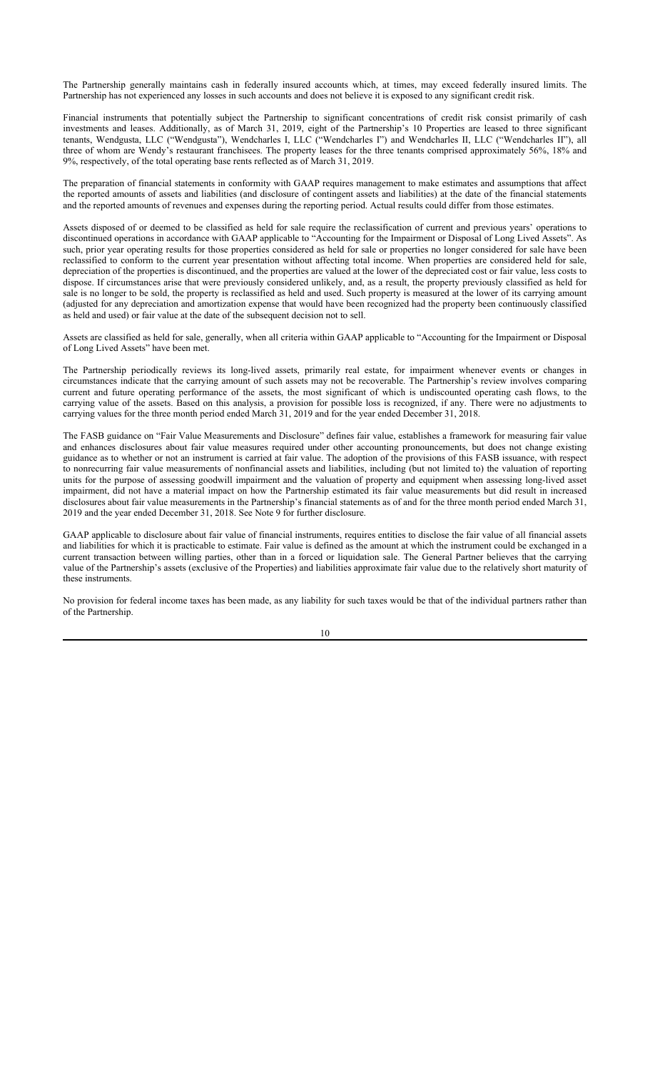The Partnership generally maintains cash in federally insured accounts which, at times, may exceed federally insured limits. The Partnership has not experienced any losses in such accounts and does not believe it is exposed to any significant credit risk.

Financial instruments that potentially subject the Partnership to significant concentrations of credit risk consist primarily of cash investments and leases. Additionally, as of March 31, 2019, eight of the Partnership's 10 Properties are leased to three significant tenants, Wendgusta, LLC ("Wendgusta"), Wendcharles I, LLC ("Wendcharles I") and Wendcharles II, LLC ("Wendcharles II"), all three of whom are Wendy's restaurant franchisees. The property leases for the three tenants comprised approximately 56%, 18% and 9%, respectively, of the total operating base rents reflected as of March 31, 2019.

The preparation of financial statements in conformity with GAAP requires management to make estimates and assumptions that affect the reported amounts of assets and liabilities (and disclosure of contingent assets and liabilities) at the date of the financial statements and the reported amounts of revenues and expenses during the reporting period. Actual results could differ from those estimates.

Assets disposed of or deemed to be classified as held for sale require the reclassification of current and previous years' operations to discontinued operations in accordance with GAAP applicable to "Accounting for the Impairment or Disposal of Long Lived Assets". As such, prior year operating results for those properties considered as held for sale or properties no longer considered for sale have been reclassified to conform to the current year presentation without affecting total income. When properties are considered held for sale, depreciation of the properties is discontinued, and the properties are valued at the lower of the depreciated cost or fair value, less costs to dispose. If circumstances arise that were previously considered unlikely, and, as a result, the property previously classified as held for sale is no longer to be sold, the property is reclassified as held and used. Such property is measured at the lower of its carrying amount (adjusted for any depreciation and amortization expense that would have been recognized had the property been continuously classified as held and used) or fair value at the date of the subsequent decision not to sell.

Assets are classified as held for sale, generally, when all criteria within GAAP applicable to "Accounting for the Impairment or Disposal of Long Lived Assets" have been met.

The Partnership periodically reviews its long-lived assets, primarily real estate, for impairment whenever events or changes in circumstances indicate that the carrying amount of such assets may not be recoverable. The Partnership's review involves comparing current and future operating performance of the assets, the most significant of which is undiscounted operating cash flows, to the carrying value of the assets. Based on this analysis, a provision for possible loss is recognized, if any. There were no adjustments to carrying values for the three month period ended March 31, 2019 and for the year ended December 31, 2018.

The FASB guidance on "Fair Value Measurements and Disclosure" defines fair value, establishes a framework for measuring fair value and enhances disclosures about fair value measures required under other accounting pronouncements, but does not change existing guidance as to whether or not an instrument is carried at fair value. The adoption of the provisions of this FASB issuance, with respect to nonrecurring fair value measurements of nonfinancial assets and liabilities, including (but not limited to) the valuation of reporting units for the purpose of assessing goodwill impairment and the valuation of property and equipment when assessing long-lived asset impairment, did not have a material impact on how the Partnership estimated its fair value measurements but did result in increased disclosures about fair value measurements in the Partnership's financial statements as of and for the three month period ended March 31, 2019 and the year ended December 31, 2018. See Note 9 for further disclosure.

GAAP applicable to disclosure about fair value of financial instruments, requires entities to disclose the fair value of all financial assets and liabilities for which it is practicable to estimate. Fair value is defined as the amount at which the instrument could be exchanged in a current transaction between willing parties, other than in a forced or liquidation sale. The General Partner believes that the carrying value of the Partnership's assets (exclusive of the Properties) and liabilities approximate fair value due to the relatively short maturity of these instruments.

No provision for federal income taxes has been made, as any liability for such taxes would be that of the individual partners rather than of the Partnership.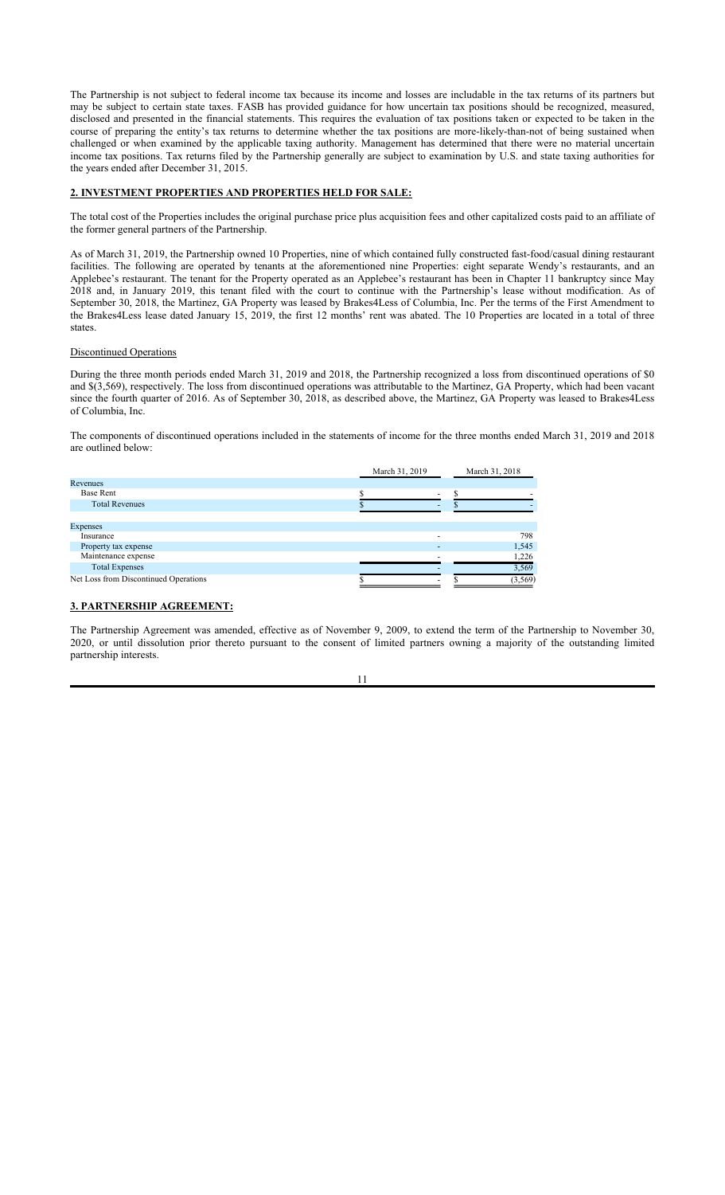The Partnership is not subject to federal income tax because its income and losses are includable in the tax returns of its partners but may be subject to certain state taxes. FASB has provided guidance for how uncertain tax positions should be recognized, measured, disclosed and presented in the financial statements. This requires the evaluation of tax positions taken or expected to be taken in the course of preparing the entity's tax returns to determine whether the tax positions are more-likely-than-not of being sustained when challenged or when examined by the applicable taxing authority. Management has determined that there were no material uncertain income tax positions. Tax returns filed by the Partnership generally are subject to examination by U.S. and state taxing authorities for the years ended after December 31, 2015.

## 2. INVESTMENT PROPERTIES AND PROPERTIES HELD FOR SALE:

The total cost of the Properties includes the original purchase price plus acquisition fees and other capitalized costs paid to an affiliate of the former general partners of the Partnership.

As of March 31, 2019, the Partnership owned 10 Properties, nine of which contained fully constructed fast-food/casual dining restaurant facilities. The following are operated by tenants at the aforementioned nine Properties: eight separate Wendy's restaurants, and an Applebee's restaurant. The tenant for the Property operated as an Applebee's restaurant has been in Chapter 11 bankruptcy since May 2018 and, in January 2019, this tenant filed with the court to continue with the Partnership's lease without modification. As of September 30, 2018, the Martinez, GA Property was leased by Brakes4Less of Columbia, Inc. Per the terms of the First Amendment to the Brakes4Less lease dated January 15, 2019, the first 12 months' rent was abated. The 10 Properties are located in a total of three states.

### Discontinued Operations

During the three month periods ended March 31, 2019 and 2018, the Partnership recognized a loss from discontinued operations of $0 and $(3,569), respectively. The loss from discontinued operations was attributable to the Martinez, GA Property, which had been vacant since the fourth quarter of 2016. As of September 30, 2018, as described above, the Martinez, GA Property was leased to Brakes4Less of Columbia, Inc.

The components of discontinued operations included in the statements of income for the three months ended March 31, 2019 and 2018 are outlined below:

| | March 31, 2019 | March 31, 2018 |
|---|---|---|
| Revenues | | |
| Base Rent | $ - | $ - |
| Total Revenues | $ - | $ - |
| Expenses | | |
| Insurance | - | 798 |
| Property tax expense | - | 1,545 |
| Maintenance expense | - | 1,226 |
| Total Expenses | - | 3,569 |
| Net Loss from Discontinued Operations | $ - | $ (3,569) |

## 3. PARTNERSHIP AGREEMENT:

The Partnership Agreement was amended, effective as of November 9, 2009, to extend the term of the Partnership to November 30, 2020, or until dissolution prior thereto pursuant to the consent of limited partners owning a majority of the outstanding limited partnership interests.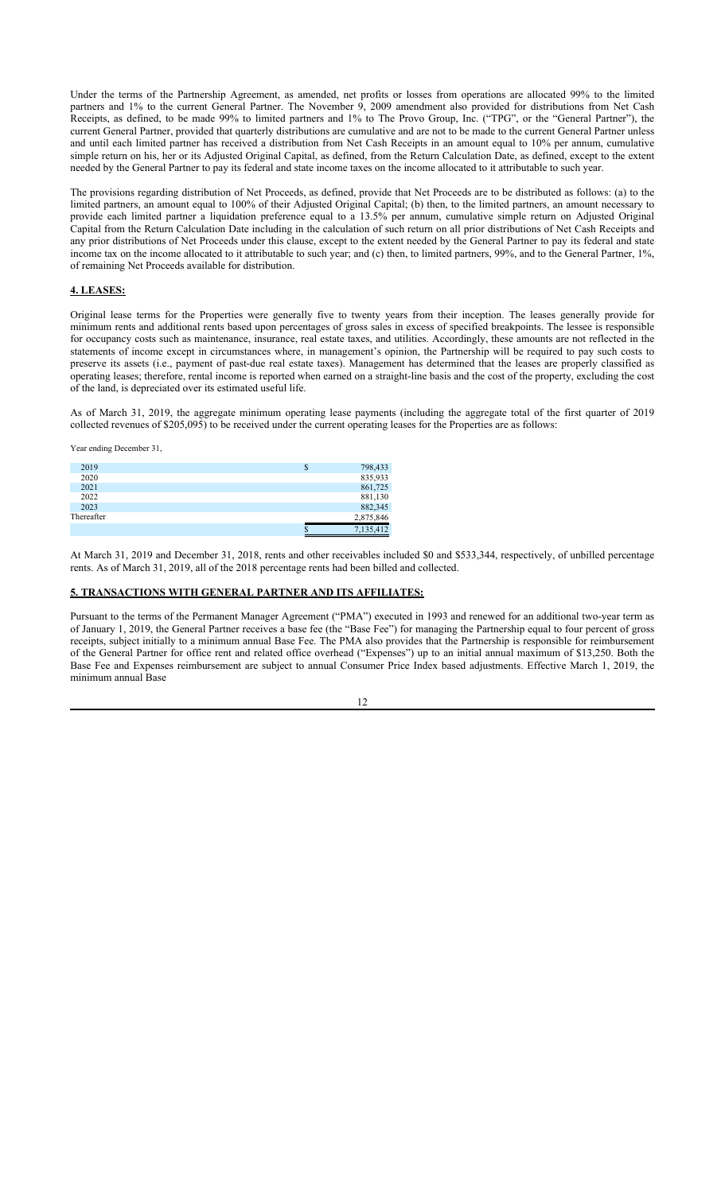Under the terms of the Partnership Agreement, as amended, net profits or losses from operations are allocated 99% to the limited partners and 1% to the current General Partner. The November 9, 2009 amendment also provided for distributions from Net Cash Receipts, as defined, to be made 99% to limited partners and 1% to The Provo Group, Inc. ("TPG", or the "General Partner"), the current General Partner, provided that quarterly distributions are cumulative and are not to be made to the current General Partner unless and until each limited partner has received a distribution from Net Cash Receipts in an amount equal to 10% per annum, cumulative simple return on his, her or its Adjusted Original Capital, as defined, from the Return Calculation Date, as defined, except to the extent needed by the General Partner to pay its federal and state income taxes on the income allocated to it attributable to such year.

The provisions regarding distribution of Net Proceeds, as defined, provide that Net Proceeds are to be distributed as follows: (a) to the limited partners, an amount equal to 100% of their Adjusted Original Capital; (b) then, to the limited partners, an amount necessary to provide each limited partner a liquidation preference equal to a 13.5% per annum, cumulative simple return on Adjusted Original Capital from the Return Calculation Date including in the calculation of such return on all prior distributions of Net Cash Receipts and any prior distributions of Net Proceeds under this clause, except to the extent needed by the General Partner to pay its federal and state income tax on the income allocated to it attributable to such year; and (c) then, to limited partners, 99%, and to the General Partner, 1%, of remaining Net Proceeds available for distribution.

## 4. LEASES:

Original lease terms for the Properties were generally five to twenty years from their inception. The leases generally provide for minimum rents and additional rents based upon percentages of gross sales in excess of specified breakpoints. The lessee is responsible for occupancy costs such as maintenance, insurance, real estate taxes, and utilities. Accordingly, these amounts are not reflected in the statements of income except in circumstances where, in management's opinion, the Partnership will be required to pay such costs to preserve its assets (i.e., payment of past-due real estate taxes). Management has determined that the leases are properly classified as operating leases; therefore, rental income is reported when earned on a straight-line basis and the cost of the property, excluding the cost of the land, is depreciated over its estimated useful life.

As of March 31, 2019, the aggregate minimum operating lease payments (including the aggregate total of the first quarter of 2019 collected revenues of $205,095) to be received under the current operating leases for the Properties are as follows:

Year ending December 31,

| | |
|---|---|
| 2019 | $ 798,433 |
| 2020 | 835,933 |
| 2021 | 861,725 |
| 2022 | 881,130 |
| 2023 | 882,345 |
| Thereafter | 2,875,846 |
| | $ 7,135,412 |

At March 31, 2019 and December 31, 2018, rents and other receivables included $0 and $533,344, respectively, of unbilled percentage rents. As of March 31, 2019, all of the 2018 percentage rents had been billed and collected.

## 5. TRANSACTIONS WITH GENERAL PARTNER AND ITS AFFILIATES:

Pursuant to the terms of the Permanent Manager Agreement ("PMA") executed in 1993 and renewed for an additional two-year term as of January 1, 2019, the General Partner receives a base fee (the "Base Fee") for managing the Partnership equal to four percent of gross receipts, subject initially to a minimum annual Base Fee. The PMA also provides that the Partnership is responsible for reimbursement of the General Partner for office rent and related office overhead ("Expenses") up to an initial annual maximum of $13,250. Both the Base Fee and Expenses reimbursement are subject to annual Consumer Price Index based adjustments. Effective March 1, 2019, the minimum annual Base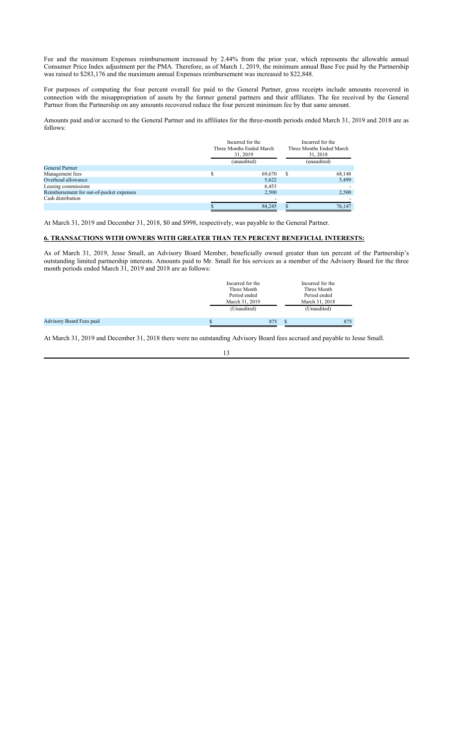Fee and the maximum Expenses reimbursement increased by 2.44% from the prior year, which represents the allowable annual Consumer Price Index adjustment per the PMA. Therefore, as of March 1, 2019, the minimum annual Base Fee paid by the Partnership was raised to $283,176 and the maximum annual Expenses reimbursement was increased to $22,848.

For purposes of computing the four percent overall fee paid to the General Partner, gross receipts include amounts recovered in connection with the misappropriation of assets by the former general partners and their affiliates. The fee received by the General Partner from the Partnership on any amounts recovered reduce the four percent minimum fee by that same amount.

Amounts paid and/or accrued to the General Partner and its affiliates for the three-month periods ended March 31, 2019 and 2018 are as follows:

| | Incurred for the Three Months Ended March 31, 2019 (unaudited) | Incurred for the Three Months Ended March 31, 2018 (unaudited) |
|---|---|---|
| General Partner | | |
| Management fees | $ 69,670 | $ 68,148 |
| Overhead allowance | 5,622 | 5,499 |
| Leasing commissions | 6,453 | - |
| Reimbursement for out-of-pocket expenses | 2,500 | 2,500 |
| Cash distribution | - | - |
| | $ 84,245 | $ 76,147 |

At March 31, 2019 and December 31, 2018, $0 and $998, respectively, was payable to the General Partner.

## 6. TRANSACTIONS WITH OWNERS WITH GREATER THAN TEN PERCENT BENEFICIAL INTERESTS:

As of March 31, 2019, Jesse Small, an Advisory Board Member, beneficially owned greater than ten percent of the Partnership's outstanding limited partnership interests. Amounts paid to Mr. Small for his services as a member of the Advisory Board for the three month periods ended March 31, 2019 and 2018 are as follows:

| | Incurred for the Three Month Period ended March 31, 2019 (Unaudited) | Incurred for the Three Month Period ended March 31, 2018 (Unaudited) |
|---|---|---|
| Advisory Board Fees paid | $ 875 | $ 875 |

At March 31, 2019 and December 31, 2018 there were no outstanding Advisory Board fees accrued and payable to Jesse Small.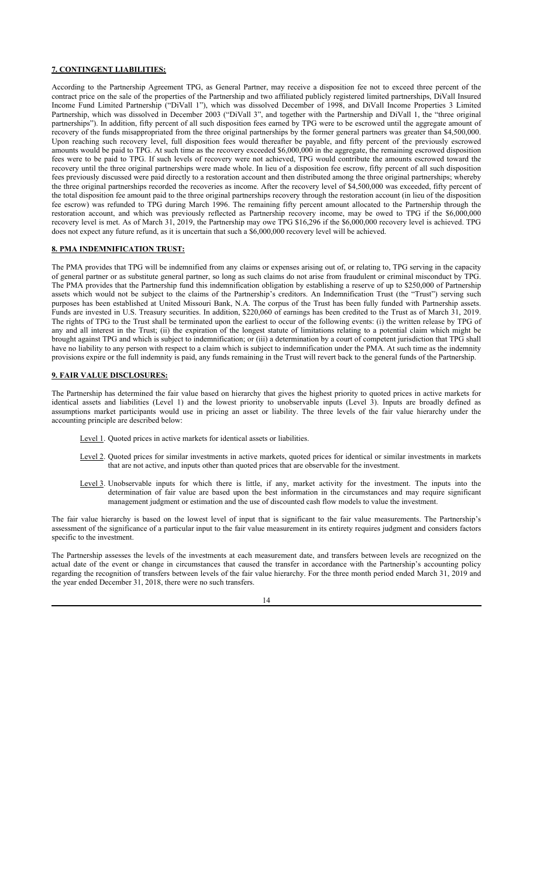**7. CONTINGENT LIABILITIES:**

According to the Partnership Agreement TPG, as General Partner, may receive a disposition fee not to exceed three percent of the contract price on the sale of the properties of the Partnership and two affiliated publicly registered limited partnerships, DiVall Insured Income Fund Limited Partnership ("DiVall 1"), which was dissolved December of 1998, and DiVall Income Properties 3 Limited Partnership, which was dissolved in December 2003 ("DiVall 3", and together with the Partnership and DiVall 1, the "three original partnerships"). In addition, fifty percent of all such disposition fees earned by TPG were to be escrowed until the aggregate amount of recovery of the funds misappropriated from the three original partnerships by the former general partners was greater than $4,500,000. Upon reaching such recovery level, full disposition fees would thereafter be payable, and fifty percent of the previously escrowed amounts would be paid to TPG. At such time as the recovery exceeded $6,000,000 in the aggregate, the remaining escrowed disposition fees were to be paid to TPG. If such levels of recovery were not achieved, TPG would contribute the amounts escrowed toward the recovery until the three original partnerships were made whole. In lieu of a disposition fee escrow, fifty percent of all such disposition fees previously discussed were paid directly to a restoration account and then distributed among the three original partnerships; whereby the three original partnerships recorded the recoveries as income. After the recovery level of $4,500,000 was exceeded, fifty percent of the total disposition fee amount paid to the three original partnerships recovery through the restoration account (in lieu of the disposition fee escrow) was refunded to TPG during March 1996. The remaining fifty percent amount allocated to the Partnership through the restoration account, and which was previously reflected as Partnership recovery income, may be owed to TPG if the $6,000,000 recovery level is met. As of March 31, 2019, the Partnership may owe TPG $16,296 if the $6,000,000 recovery level is achieved. TPG does not expect any future refund, as it is uncertain that such a $6,000,000 recovery level will be achieved.

**8. PMA INDEMNIFICATION TRUST:**

The PMA provides that TPG will be indemnified from any claims or expenses arising out of, or relating to, TPG serving in the capacity of general partner or as substitute general partner, so long as such claims do not arise from fraudulent or criminal misconduct by TPG. The PMA provides that the Partnership fund this indemnification obligation by establishing a reserve of up to $250,000 of Partnership assets which would not be subject to the claims of the Partnership's creditors. An Indemnification Trust (the "Trust") serving such purposes has been established at United Missouri Bank, N.A. The corpus of the Trust has been fully funded with Partnership assets. Funds are invested in U.S. Treasury securities. In addition, $220,060 of earnings has been credited to the Trust as of March 31, 2019. The rights of TPG to the Trust shall be terminated upon the earliest to occur of the following events: (i) the written release by TPG of any and all interest in the Trust; (ii) the expiration of the longest statute of limitations relating to a potential claim which might be brought against TPG and which is subject to indemnification; or (iii) a determination by a court of competent jurisdiction that TPG shall have no liability to any person with respect to a claim which is subject to indemnification under the PMA. At such time as the indemnity provisions expire or the full indemnity is paid, any funds remaining in the Trust will revert back to the general funds of the Partnership.

**9. FAIR VALUE DISCLOSURES:**

The Partnership has determined the fair value based on hierarchy that gives the highest priority to quoted prices in active markets for identical assets and liabilities (Level 1) and the lowest priority to unobservable inputs (Level 3). Inputs are broadly defined as assumptions market participants would use in pricing an asset or liability. The three levels of the fair value hierarchy under the accounting principle are described below:

- Level 1. Quoted prices in active markets for identical assets or liabilities.
- Level 2. Quoted prices for similar investments in active markets, quoted prices for identical or similar investments in markets that are not active, and inputs other than quoted prices that are observable for the investment.
- Level 3. Unobservable inputs for which there is little, if any, market activity for the investment. The inputs into the determination of fair value are based upon the best information in the circumstances and may require significant management judgment or estimation and the use of discounted cash flow models to value the investment.

The fair value hierarchy is based on the lowest level of input that is significant to the fair value measurements. The Partnership's assessment of the significance of a particular input to the fair value measurement in its entirety requires judgment and considers factors specific to the investment.

The Partnership assesses the levels of the investments at each measurement date, and transfers between levels are recognized on the actual date of the event or change in circumstances that caused the transfer in accordance with the Partnership's accounting policy regarding the recognition of transfers between levels of the fair value hierarchy. For the three month period ended March 31, 2019 and the year ended December 31, 2018, there were no such transfers.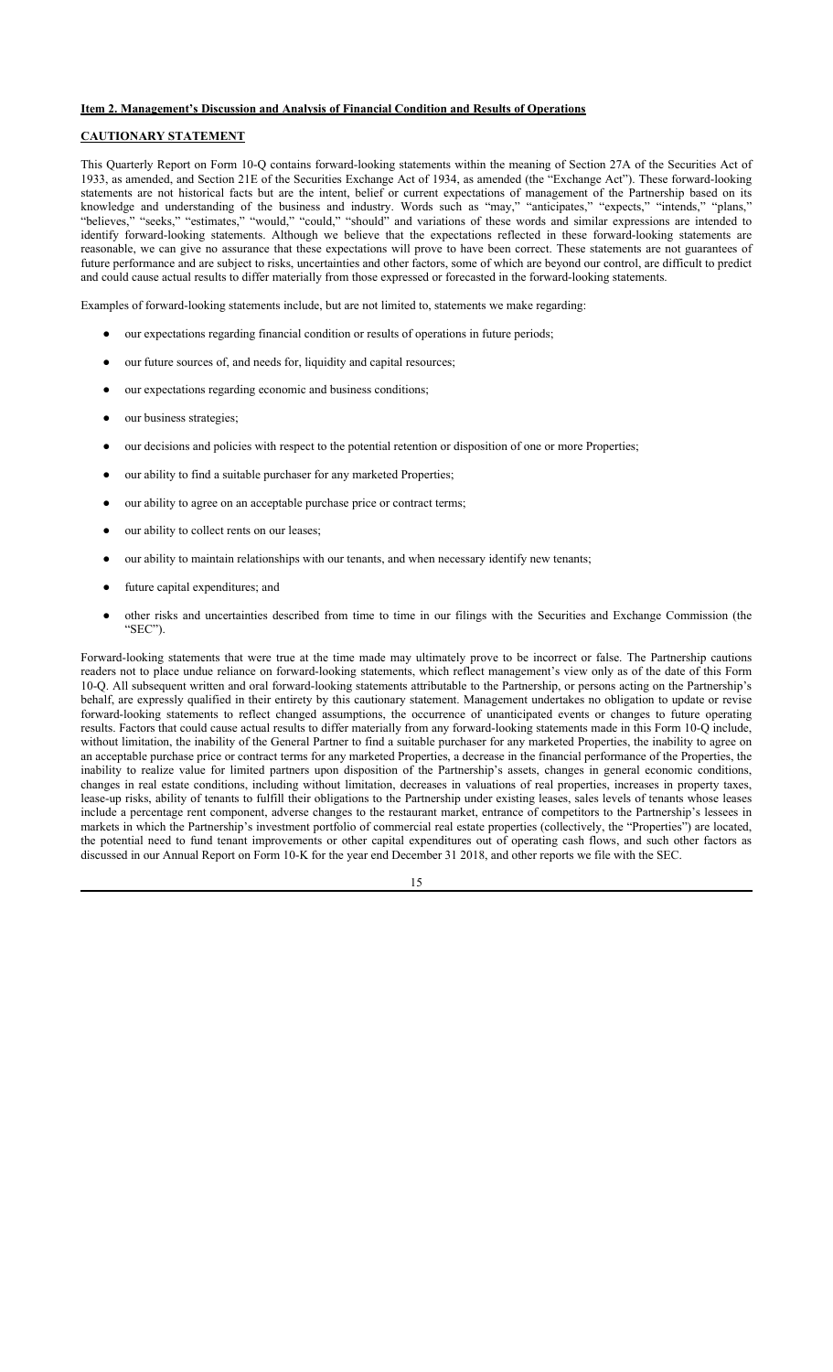**Item 2. Management's Discussion and Analysis of Financial Condition and Results of Operations**

**CAUTIONARY STATEMENT**

This Quarterly Report on Form 10-Q contains forward-looking statements within the meaning of Section 27A of the Securities Act of 1933, as amended, and Section 21E of the Securities Exchange Act of 1934, as amended (the "Exchange Act"). These forward-looking statements are not historical facts but are the intent, belief or current expectations of management of the Partnership based on its knowledge and understanding of the business and industry. Words such as "may," "anticipates," "expects," "intends," "plans," "believes," "seeks," "estimates," "would," "could," "should" and variations of these words and similar expressions are intended to identify forward-looking statements. Although we believe that the expectations reflected in these forward-looking statements are reasonable, we can give no assurance that these expectations will prove to have been correct. These statements are not guarantees of future performance and are subject to risks, uncertainties and other factors, some of which are beyond our control, are difficult to predict and could cause actual results to differ materially from those expressed or forecasted in the forward-looking statements.

Examples of forward-looking statements include, but are not limited to, statements we make regarding:

- our expectations regarding financial condition or results of operations in future periods;
- our future sources of, and needs for, liquidity and capital resources;
- our expectations regarding economic and business conditions;
- our business strategies;
- our decisions and policies with respect to the potential retention or disposition of one or more Properties;
- our ability to find a suitable purchaser for any marketed Properties;
- our ability to agree on an acceptable purchase price or contract terms;
- our ability to collect rents on our leases;
- our ability to maintain relationships with our tenants, and when necessary identify new tenants;
- future capital expenditures; and
- other risks and uncertainties described from time to time in our filings with the Securities and Exchange Commission (the "SEC").

Forward-looking statements that were true at the time made may ultimately prove to be incorrect or false. The Partnership cautions readers not to place undue reliance on forward-looking statements, which reflect management's view only as of the date of this Form 10-Q. All subsequent written and oral forward-looking statements attributable to the Partnership, or persons acting on the Partnership's behalf, are expressly qualified in their entirety by this cautionary statement. Management undertakes no obligation to update or revise forward-looking statements to reflect changed assumptions, the occurrence of unanticipated events or changes to future operating results. Factors that could cause actual results to differ materially from any forward-looking statements made in this Form 10-Q include, without limitation, the inability of the General Partner to find a suitable purchaser for any marketed Properties, the inability to agree on an acceptable purchase price or contract terms for any marketed Properties, a decrease in the financial performance of the Properties, the inability to realize value for limited partners upon disposition of the Partnership's assets, changes in general economic conditions, changes in real estate conditions, including without limitation, decreases in valuations of real properties, increases in property taxes, lease-up risks, ability of tenants to fulfill their obligations to the Partnership under existing leases, sales levels of tenants whose leases include a percentage rent component, adverse changes to the restaurant market, entrance of competitors to the Partnership's lessees in markets in which the Partnership's investment portfolio of commercial real estate properties (collectively, the "Properties") are located, the potential need to fund tenant improvements or other capital expenditures out of operating cash flows, and such other factors as discussed in our Annual Report on Form 10-K for the year end December 31 2018, and other reports we file with the SEC.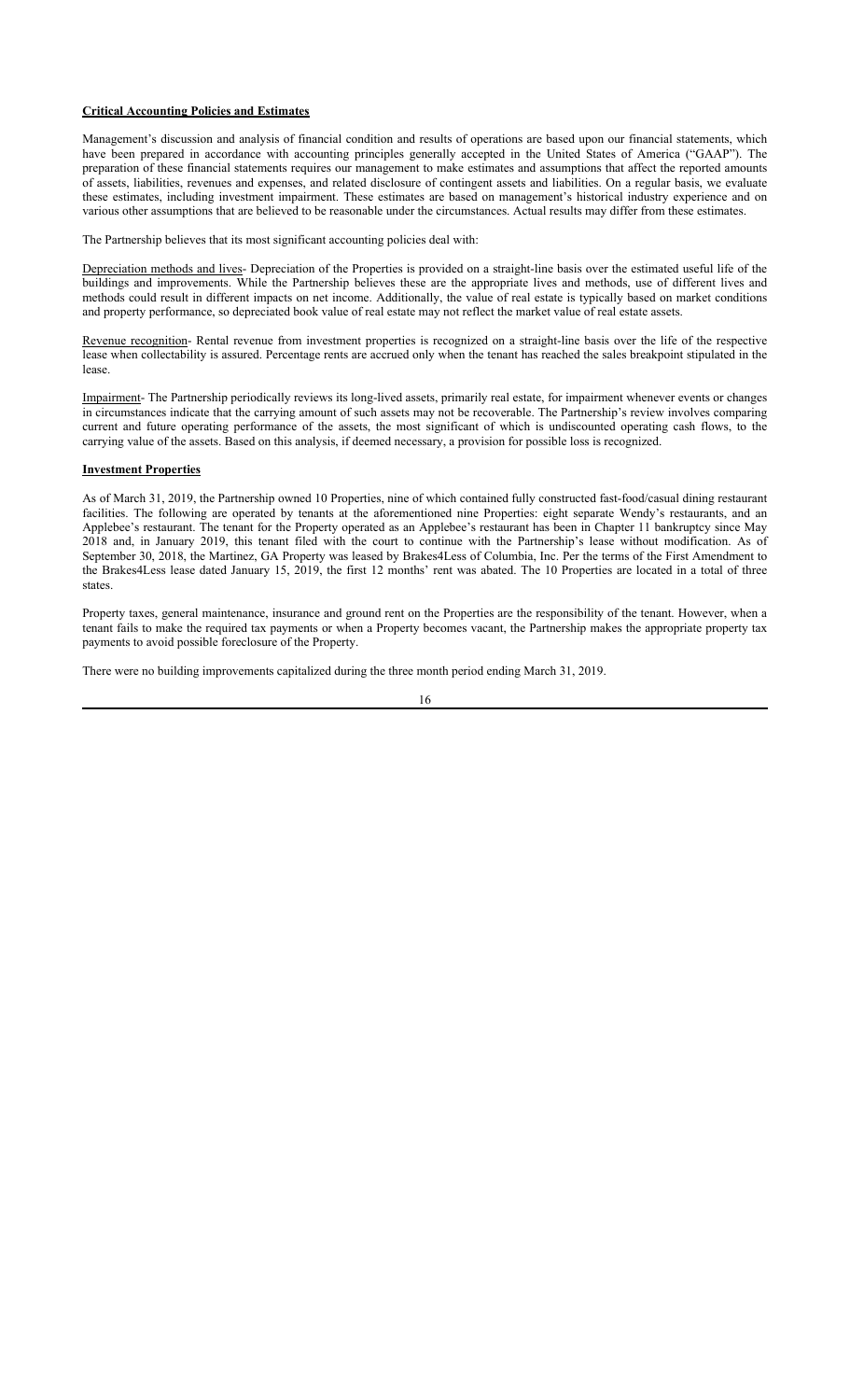**Critical Accounting Policies and Estimates**

Management's discussion and analysis of financial condition and results of operations are based upon our financial statements, which have been prepared in accordance with accounting principles generally accepted in the United States of America ("GAAP"). The preparation of these financial statements requires our management to make estimates and assumptions that affect the reported amounts of assets, liabilities, revenues and expenses, and related disclosure of contingent assets and liabilities. On a regular basis, we evaluate these estimates, including investment impairment. These estimates are based on management's historical industry experience and on various other assumptions that are believed to be reasonable under the circumstances. Actual results may differ from these estimates.

The Partnership believes that its most significant accounting policies deal with:

Depreciation methods and lives- Depreciation of the Properties is provided on a straight-line basis over the estimated useful life of the buildings and improvements. While the Partnership believes these are the appropriate lives and methods, use of different lives and methods could result in different impacts on net income. Additionally, the value of real estate is typically based on market conditions and property performance, so depreciated book value of real estate may not reflect the market value of real estate assets.

Revenue recognition- Rental revenue from investment properties is recognized on a straight-line basis over the life of the respective lease when collectability is assured. Percentage rents are accrued only when the tenant has reached the sales breakpoint stipulated in the lease.

Impairment- The Partnership periodically reviews its long-lived assets, primarily real estate, for impairment whenever events or changes in circumstances indicate that the carrying amount of such assets may not be recoverable. The Partnership's review involves comparing current and future operating performance of the assets, the most significant of which is undiscounted operating cash flows, to the carrying value of the assets. Based on this analysis, if deemed necessary, a provision for possible loss is recognized.

**Investment Properties**

As of March 31, 2019, the Partnership owned 10 Properties, nine of which contained fully constructed fast-food/casual dining restaurant facilities. The following are operated by tenants at the aforementioned nine Properties: eight separate Wendy's restaurants, and an Applebee's restaurant. The tenant for the Property operated as an Applebee's restaurant has been in Chapter 11 bankruptcy since May 2018 and, in January 2019, this tenant filed with the court to continue with the Partnership's lease without modification. As of September 30, 2018, the Martinez, GA Property was leased by Brakes4Less of Columbia, Inc. Per the terms of the First Amendment to the Brakes4Less lease dated January 15, 2019, the first 12 months' rent was abated. The 10 Properties are located in a total of three states.

Property taxes, general maintenance, insurance and ground rent on the Properties are the responsibility of the tenant. However, when a tenant fails to make the required tax payments or when a Property becomes vacant, the Partnership makes the appropriate property tax payments to avoid possible foreclosure of the Property.

There were no building improvements capitalized during the three month period ending March 31, 2019.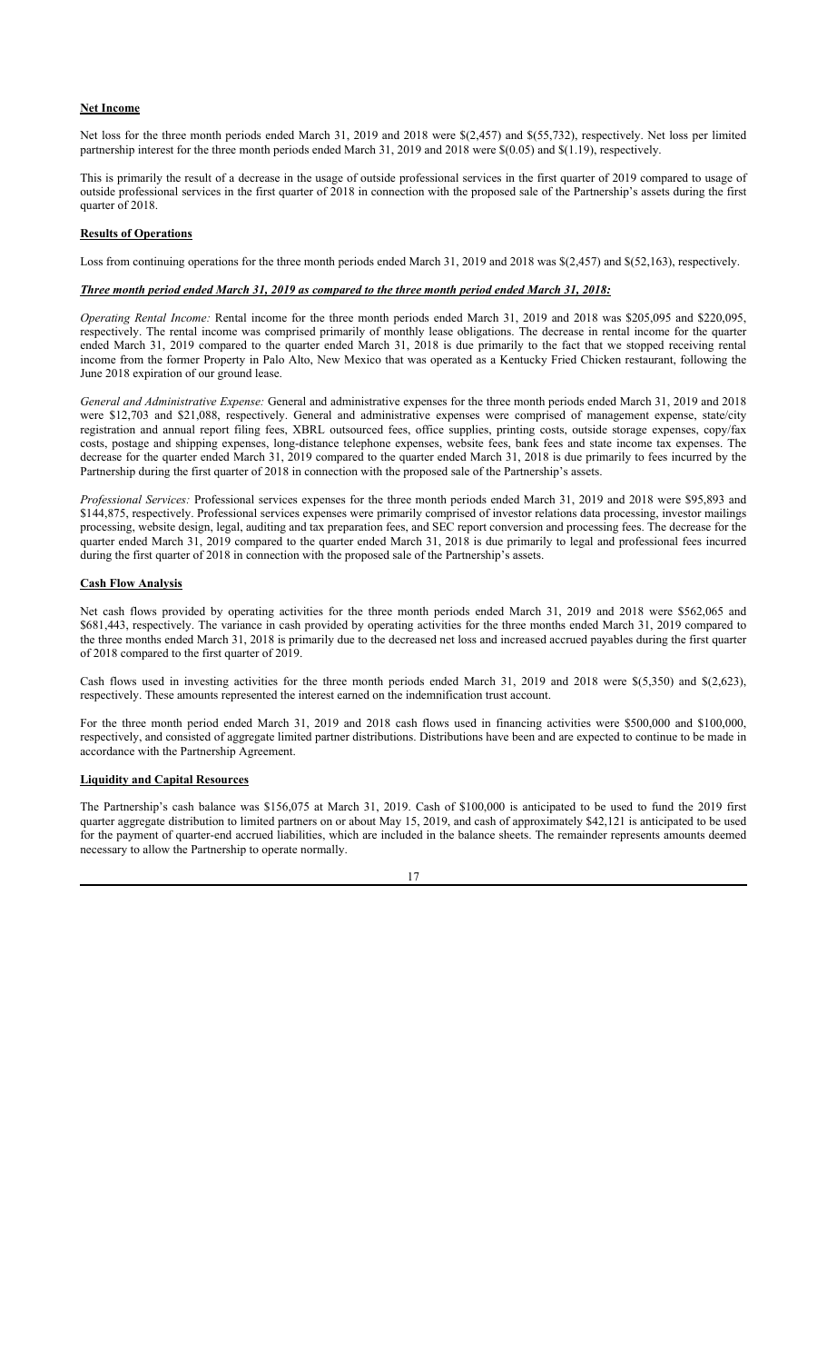**Net Income**

Net loss for the three month periods ended March 31, 2019 and 2018 were $(2,457) and $(55,732), respectively. Net loss per limited partnership interest for the three month periods ended March 31, 2019 and 2018 were $(0.05) and $(1.19), respectively.

This is primarily the result of a decrease in the usage of outside professional services in the first quarter of 2019 compared to usage of outside professional services in the first quarter of 2018 in connection with the proposed sale of the Partnership's assets during the first quarter of 2018.

**Results of Operations**

Loss from continuing operations for the three month periods ended March 31, 2019 and 2018 was $(2,457) and $(52,163), respectively.

***Three month period ended March 31, 2019 as compared to the three month period ended March 31, 2018:***

*Operating Rental Income:* Rental income for the three month periods ended March 31, 2019 and 2018 was $205,095 and $220,095, respectively. The rental income was comprised primarily of monthly lease obligations. The decrease in rental income for the quarter ended March 31, 2019 compared to the quarter ended March 31, 2018 is due primarily to the fact that we stopped receiving rental income from the former Property in Palo Alto, New Mexico that was operated as a Kentucky Fried Chicken restaurant, following the June 2018 expiration of our ground lease.

*General and Administrative Expense:* General and administrative expenses for the three month periods ended March 31, 2019 and 2018 were $12,703 and $21,088, respectively. General and administrative expenses were comprised of management expense, state/city registration and annual report filing fees, XBRL outsourced fees, office supplies, printing costs, outside storage expenses, copy/fax costs, postage and shipping expenses, long-distance telephone expenses, website fees, bank fees and state income tax expenses. The decrease for the quarter ended March 31, 2019 compared to the quarter ended March 31, 2018 is due primarily to fees incurred by the Partnership during the first quarter of 2018 in connection with the proposed sale of the Partnership's assets.

*Professional Services:* Professional services expenses for the three month periods ended March 31, 2019 and 2018 were $95,893 and $144,875, respectively. Professional services expenses were primarily comprised of investor relations data processing, investor mailings processing, website design, legal, auditing and tax preparation fees, and SEC report conversion and processing fees. The decrease for the quarter ended March 31, 2019 compared to the quarter ended March 31, 2018 is due primarily to legal and professional fees incurred during the first quarter of 2018 in connection with the proposed sale of the Partnership's assets.

**Cash Flow Analysis**

Net cash flows provided by operating activities for the three month periods ended March 31, 2019 and 2018 were $562,065 and $681,443, respectively. The variance in cash provided by operating activities for the three months ended March 31, 2019 compared to the three months ended March 31, 2018 is primarily due to the decreased net loss and increased accrued payables during the first quarter of 2018 compared to the first quarter of 2019.

Cash flows used in investing activities for the three month periods ended March 31, 2019 and 2018 were $(5,350) and $(2,623), respectively. These amounts represented the interest earned on the indemnification trust account.

For the three month period ended March 31, 2019 and 2018 cash flows used in financing activities were $500,000 and $100,000, respectively, and consisted of aggregate limited partner distributions. Distributions have been and are expected to continue to be made in accordance with the Partnership Agreement.

**Liquidity and Capital Resources**

The Partnership's cash balance was $156,075 at March 31, 2019. Cash of $100,000 is anticipated to be used to fund the 2019 first quarter aggregate distribution to limited partners on or about May 15, 2019, and cash of approximately $42,121 is anticipated to be used for the payment of quarter-end accrued liabilities, which are included in the balance sheets. The remainder represents amounts deemed necessary to allow the Partnership to operate normally.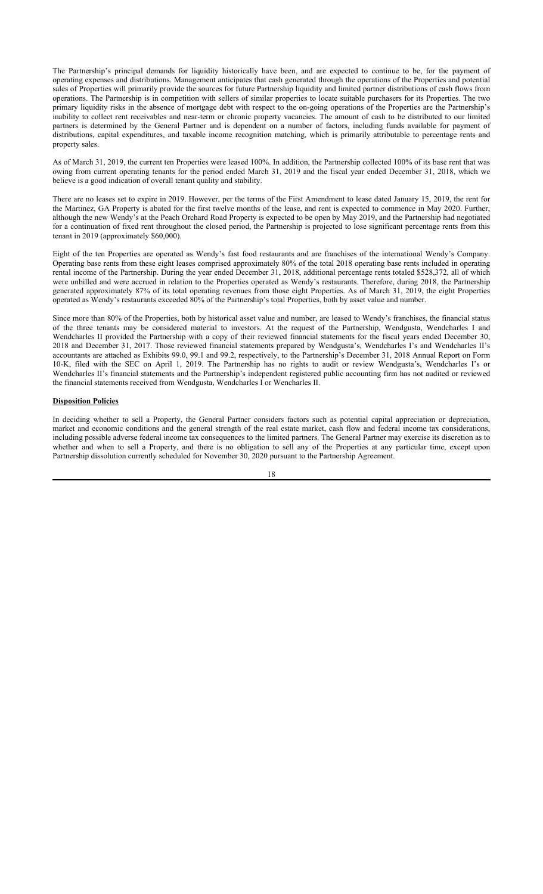The Partnership's principal demands for liquidity historically have been, and are expected to continue to be, for the payment of operating expenses and distributions. Management anticipates that cash generated through the operations of the Properties and potential sales of Properties will primarily provide the sources for future Partnership liquidity and limited partner distributions of cash flows from operations. The Partnership is in competition with sellers of similar properties to locate suitable purchasers for its Properties. The two primary liquidity risks in the absence of mortgage debt with respect to the on-going operations of the Properties are the Partnership's inability to collect rent receivables and near-term or chronic property vacancies. The amount of cash to be distributed to our limited partners is determined by the General Partner and is dependent on a number of factors, including funds available for payment of distributions, capital expenditures, and taxable income recognition matching, which is primarily attributable to percentage rents and property sales.

As of March 31, 2019, the current ten Properties were leased 100%. In addition, the Partnership collected 100% of its base rent that was owing from current operating tenants for the period ended March 31, 2019 and the fiscal year ended December 31, 2018, which we believe is a good indication of overall tenant quality and stability.

There are no leases set to expire in 2019. However, per the terms of the First Amendment to lease dated January 15, 2019, the rent for the Martinez, GA Property is abated for the first twelve months of the lease, and rent is expected to commence in May 2020. Further, although the new Wendy's at the Peach Orchard Road Property is expected to be open by May 2019, and the Partnership had negotiated for a continuation of fixed rent throughout the closed period, the Partnership is projected to lose significant percentage rents from this tenant in 2019 (approximately $60,000).

Eight of the ten Properties are operated as Wendy's fast food restaurants and are franchises of the international Wendy's Company. Operating base rents from these eight leases comprised approximately 80% of the total 2018 operating base rents included in operating rental income of the Partnership. During the year ended December 31, 2018, additional percentage rents totaled $528,372, all of which were unbilled and were accrued in relation to the Properties operated as Wendy's restaurants. Therefore, during 2018, the Partnership generated approximately 87% of its total operating revenues from those eight Properties. As of March 31, 2019, the eight Properties operated as Wendy's restaurants exceeded 80% of the Partnership's total Properties, both by asset value and number.

Since more than 80% of the Properties, both by historical asset value and number, are leased to Wendy's franchises, the financial status of the three tenants may be considered material to investors. At the request of the Partnership, Wendgusta, Wendcharles I and Wendcharles II provided the Partnership with a copy of their reviewed financial statements for the fiscal years ended December 30, 2018 and December 31, 2017. Those reviewed financial statements prepared by Wendgusta's, Wendcharles I's and Wendcharles II's accountants are attached as Exhibits 99.0, 99.1 and 99.2, respectively, to the Partnership's December 31, 2018 Annual Report on Form 10-K, filed with the SEC on April 1, 2019. The Partnership has no rights to audit or review Wendgusta's, Wendcharles I's or Wendcharles II's financial statements and the Partnership's independent registered public accounting firm has not audited or reviewed the financial statements received from Wendgusta, Wendcharles I or Wencharles II.

**Disposition Policies**

In deciding whether to sell a Property, the General Partner considers factors such as potential capital appreciation or depreciation, market and economic conditions and the general strength of the real estate market, cash flow and federal income tax considerations, including possible adverse federal income tax consequences to the limited partners. The General Partner may exercise its discretion as to whether and when to sell a Property, and there is no obligation to sell any of the Properties at any particular time, except upon Partnership dissolution currently scheduled for November 30, 2020 pursuant to the Partnership Agreement.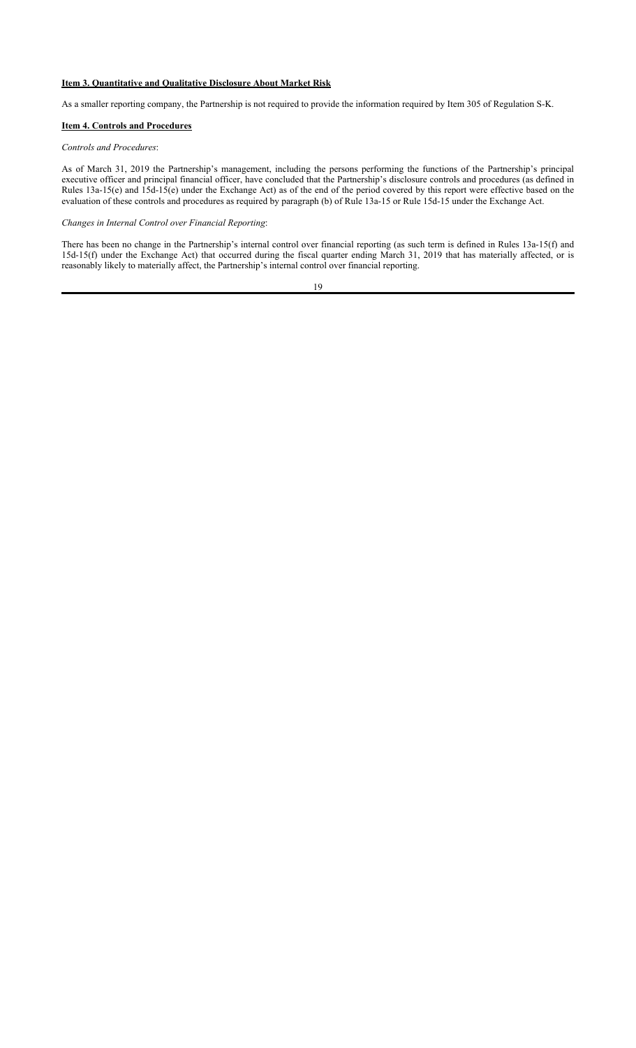## Item 3. Quantitative and Qualitative Disclosure About Market Risk

As a smaller reporting company, the Partnership is not required to provide the information required by Item 305 of Regulation S-K.

## Item 4. Controls and Procedures

*Controls and Procedures*:

As of March 31, 2019 the Partnership's management, including the persons performing the functions of the Partnership's principal executive officer and principal financial officer, have concluded that the Partnership's disclosure controls and procedures (as defined in Rules 13a-15(e) and 15d-15(e) under the Exchange Act) as of the end of the period covered by this report were effective based on the evaluation of these controls and procedures as required by paragraph (b) of Rule 13a-15 or Rule 15d-15 under the Exchange Act.

*Changes in Internal Control over Financial Reporting*:

There has been no change in the Partnership's internal control over financial reporting (as such term is defined in Rules 13a-15(f) and 15d-15(f) under the Exchange Act) that occurred during the fiscal quarter ending March 31, 2019 that has materially affected, or is reasonably likely to materially affect, the Partnership's internal control over financial reporting.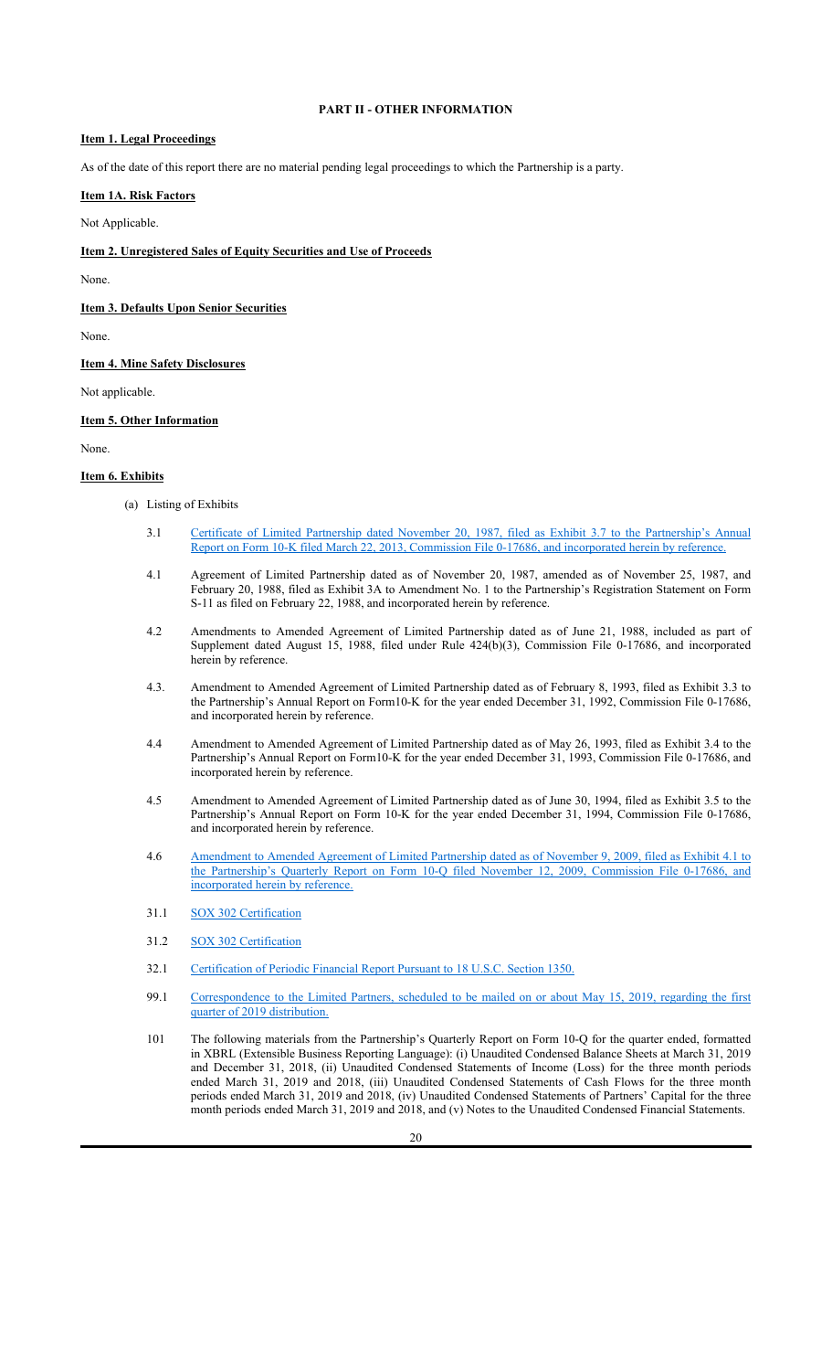**PART II - OTHER INFORMATION**

**Item 1. Legal Proceedings**

As of the date of this report there are no material pending legal proceedings to which the Partnership is a party.

**Item 1A. Risk Factors**

Not Applicable.

**Item 2. Unregistered Sales of Equity Securities and Use of Proceeds**

None.

**Item 3. Defaults Upon Senior Securities**

None.

**Item 4. Mine Safety Disclosures**

Not applicable.

**Item 5. Other Information**

None.

**Item 6. Exhibits**

(a) Listing of Exhibits

3.1 Certificate of Limited Partnership dated November 20, 1987, filed as Exhibit 3.7 to the Partnership's Annual Report on Form 10-K filed March 22, 2013, Commission File 0-17686, and incorporated herein by reference.

4.1 Agreement of Limited Partnership dated as of November 20, 1987, amended as of November 25, 1987, and February 20, 1988, filed as Exhibit 3A to Amendment No. 1 to the Partnership's Registration Statement on Form S-11 as filed on February 22, 1988, and incorporated herein by reference.

4.2 Amendments to Amended Agreement of Limited Partnership dated as of June 21, 1988, included as part of Supplement dated August 15, 1988, filed under Rule 424(b)(3), Commission File 0-17686, and incorporated herein by reference.

4.3. Amendment to Amended Agreement of Limited Partnership dated as of February 8, 1993, filed as Exhibit 3.3 to the Partnership's Annual Report on Form10-K for the year ended December 31, 1992, Commission File 0-17686, and incorporated herein by reference.

4.4 Amendment to Amended Agreement of Limited Partnership dated as of May 26, 1993, filed as Exhibit 3.4 to the Partnership's Annual Report on Form10-K for the year ended December 31, 1993, Commission File 0-17686, and incorporated herein by reference.

4.5 Amendment to Amended Agreement of Limited Partnership dated as of June 30, 1994, filed as Exhibit 3.5 to the Partnership's Annual Report on Form 10-K for the year ended December 31, 1994, Commission File 0-17686, and incorporated herein by reference.

4.6 Amendment to Amended Agreement of Limited Partnership dated as of November 9, 2009, filed as Exhibit 4.1 to the Partnership's Quarterly Report on Form 10-Q filed November 12, 2009, Commission File 0-17686, and incorporated herein by reference.

31.1 SOX 302 Certification

31.2 SOX 302 Certification

32.1 Certification of Periodic Financial Report Pursuant to 18 U.S.C. Section 1350.

99.1 Correspondence to the Limited Partners, scheduled to be mailed on or about May 15, 2019, regarding the first quarter of 2019 distribution.

101 The following materials from the Partnership's Quarterly Report on Form 10-Q for the quarter ended, formatted in XBRL (Extensible Business Reporting Language): (i) Unaudited Condensed Balance Sheets at March 31, 2019 and December 31, 2018, (ii) Unaudited Condensed Statements of Income (Loss) for the three month periods ended March 31, 2019 and 2018, (iii) Unaudited Condensed Statements of Cash Flows for the three month periods ended March 31, 2019 and 2018, (iv) Unaudited Condensed Statements of Partners' Capital for the three month periods ended March 31, 2019 and 2018, and (v) Notes to the Unaudited Condensed Financial Statements.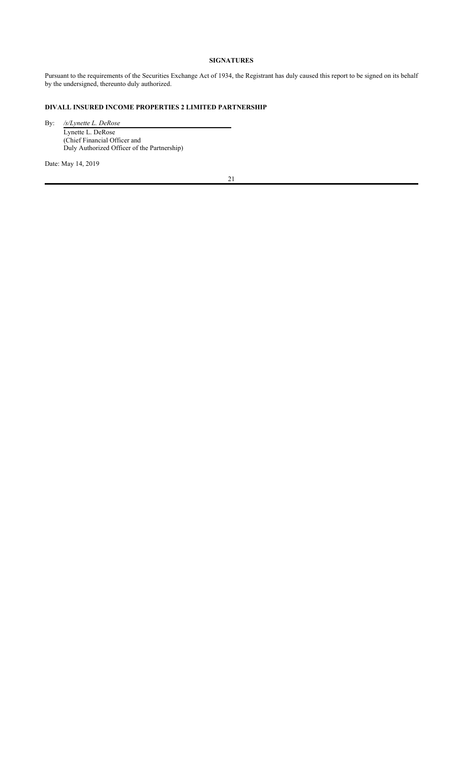## SIGNATURES

Pursuant to the requirements of the Securities Exchange Act of 1934, the Registrant has duly caused this report to be signed on its behalf by the undersigned, thereunto duly authorized.

**DIVALL INSURED INCOME PROPERTIES 2 LIMITED PARTNERSHIP**

By: */s/Lynette L. DeRose*

Lynette L. DeRose
(Chief Financial Officer and
Duly Authorized Officer of the Partnership)

Date: May 14, 2019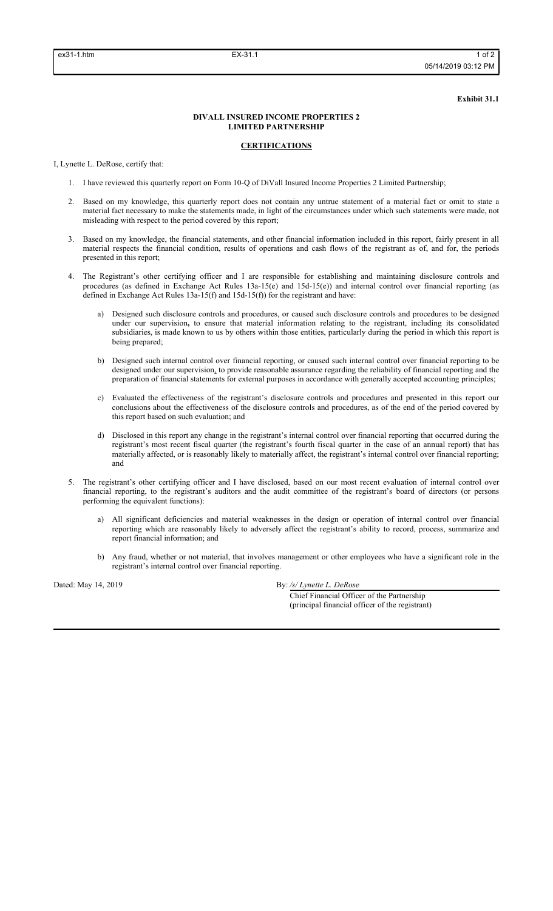**Exhibit 31.1**

**DIVALL INSURED INCOME PROPERTIES 2 LIMITED PARTNERSHIP**

**CERTIFICATIONS**

I, Lynette L. DeRose, certify that:

1. I have reviewed this quarterly report on Form 10-Q of DiVall Insured Income Properties 2 Limited Partnership;

2. Based on my knowledge, this quarterly report does not contain any untrue statement of a material fact or omit to state a material fact necessary to make the statements made, in light of the circumstances under which such statements were made, not misleading with respect to the period covered by this report;

3. Based on my knowledge, the financial statements, and other financial information included in this report, fairly present in all material respects the financial condition, results of operations and cash flows of the registrant as of, and for, the periods presented in this report;

4. The Registrant's other certifying officer and I are responsible for establishing and maintaining disclosure controls and procedures (as defined in Exchange Act Rules 13a-15(e) and 15d-15(e)) and internal control over financial reporting (as defined in Exchange Act Rules 13a-15(f) and 15d-15(f)) for the registrant and have:

   a) Designed such disclosure controls and procedures, or caused such disclosure controls and procedures to be designed under our supervision**,** to ensure that material information relating to the registrant, including its consolidated subsidiaries, is made known to us by others within those entities, particularly during the period in which this report is being prepared;

   b) Designed such internal control over financial reporting, or caused such internal control over financial reporting to be designed under our supervision, to provide reasonable assurance regarding the reliability of financial reporting and the preparation of financial statements for external purposes in accordance with generally accepted accounting principles;

   c) Evaluated the effectiveness of the registrant's disclosure controls and procedures and presented in this report our conclusions about the effectiveness of the disclosure controls and procedures, as of the end of the period covered by this report based on such evaluation; and

   d) Disclosed in this report any change in the registrant's internal control over financial reporting that occurred during the registrant's most recent fiscal quarter (the registrant's fourth fiscal quarter in the case of an annual report) that has materially affected, or is reasonably likely to materially affect, the registrant's internal control over financial reporting; and

5. The registrant's other certifying officer and I have disclosed, based on our most recent evaluation of internal control over financial reporting, to the registrant's auditors and the audit committee of the registrant's board of directors (or persons performing the equivalent functions):

   a) All significant deficiencies and material weaknesses in the design or operation of internal control over financial reporting which are reasonably likely to adversely affect the registrant's ability to record, process, summarize and report financial information; and

   b) Any fraud, whether or not material, that involves management or other employees who have a significant role in the registrant's internal control over financial reporting.

Dated: May 14, 2019

By: */s/ Lynette L. DeRose*
Chief Financial Officer of the Partnership
(principal financial officer of the registrant)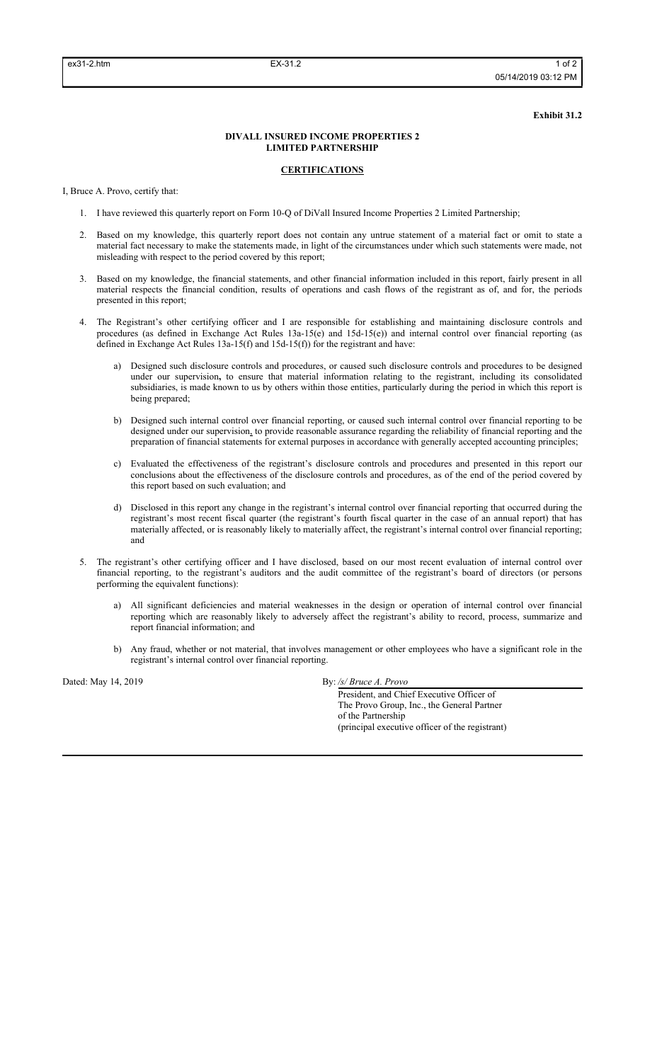**Exhibit 31.2**

**DIVALL INSURED INCOME PROPERTIES 2**
**LIMITED PARTNERSHIP**

**CERTIFICATIONS**

I, Bruce A. Provo, certify that:

1. I have reviewed this quarterly report on Form 10-Q of DiVall Insured Income Properties 2 Limited Partnership;

2. Based on my knowledge, this quarterly report does not contain any untrue statement of a material fact or omit to state a material fact necessary to make the statements made, in light of the circumstances under which such statements were made, not misleading with respect to the period covered by this report;

3. Based on my knowledge, the financial statements, and other financial information included in this report, fairly present in all material respects the financial condition, results of operations and cash flows of the registrant as of, and for, the periods presented in this report;

4. The Registrant's other certifying officer and I are responsible for establishing and maintaining disclosure controls and procedures (as defined in Exchange Act Rules 13a-15(e) and 15d-15(e)) and internal control over financial reporting (as defined in Exchange Act Rules 13a-15(f) and 15d-15(f)) for the registrant and have:

   a) Designed such disclosure controls and procedures, or caused such disclosure controls and procedures to be designed under our supervision**,** to ensure that material information relating to the registrant, including its consolidated subsidiaries, is made known to us by others within those entities, particularly during the period in which this report is being prepared;

   b) Designed such internal control over financial reporting, or caused such internal control over financial reporting to be designed under our supervision**,** to provide reasonable assurance regarding the reliability of financial reporting and the preparation of financial statements for external purposes in accordance with generally accepted accounting principles;

   c) Evaluated the effectiveness of the registrant's disclosure controls and procedures and presented in this report our conclusions about the effectiveness of the disclosure controls and procedures, as of the end of the period covered by this report based on such evaluation; and

   d) Disclosed in this report any change in the registrant's internal control over financial reporting that occurred during the registrant's most recent fiscal quarter (the registrant's fourth fiscal quarter in the case of an annual report) that has materially affected, or is reasonably likely to materially affect, the registrant's internal control over financial reporting; and

5. The registrant's other certifying officer and I have disclosed, based on our most recent evaluation of internal control over financial reporting, to the registrant's auditors and the audit committee of the registrant's board of directors (or persons performing the equivalent functions):

   a) All significant deficiencies and material weaknesses in the design or operation of internal control over financial reporting which are reasonably likely to adversely affect the registrant's ability to record, process, summarize and report financial information; and

   b) Any fraud, whether or not material, that involves management or other employees who have a significant role in the registrant's internal control over financial reporting.

Dated: May 14, 2019

By: */s/ Bruce A. Provo*
President, and Chief Executive Officer of
The Provo Group, Inc., the General Partner
of the Partnership
(principal executive officer of the registrant)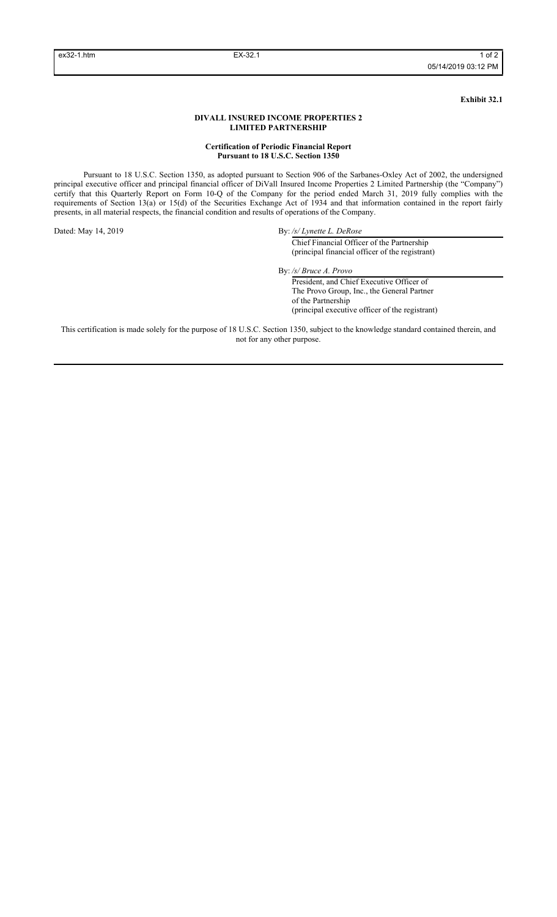**Exhibit 32.1**

**DIVALL INSURED INCOME PROPERTIES 2 LIMITED PARTNERSHIP**

**Certification of Periodic Financial Report Pursuant to 18 U.S.C. Section 1350**

Pursuant to 18 U.S.C. Section 1350, as adopted pursuant to Section 906 of the Sarbanes-Oxley Act of 2002, the undersigned principal executive officer and principal financial officer of DiVall Insured Income Properties 2 Limited Partnership (the "Company") certify that this Quarterly Report on Form 10-Q of the Company for the period ended March 31, 2019 fully complies with the requirements of Section 13(a) or 15(d) of the Securities Exchange Act of 1934 and that information contained in the report fairly presents, in all material respects, the financial condition and results of operations of the Company.

Dated: May 14, 2019

By: */s/ Lynette L. DeRose*
Chief Financial Officer of the Partnership
(principal financial officer of the registrant)

By: */s/ Bruce A. Provo*
President, and Chief Executive Officer of The Provo Group, Inc., the General Partner of the Partnership
(principal executive officer of the registrant)

This certification is made solely for the purpose of 18 U.S.C. Section 1350, subject to the knowledge standard contained therein, and not for any other purpose.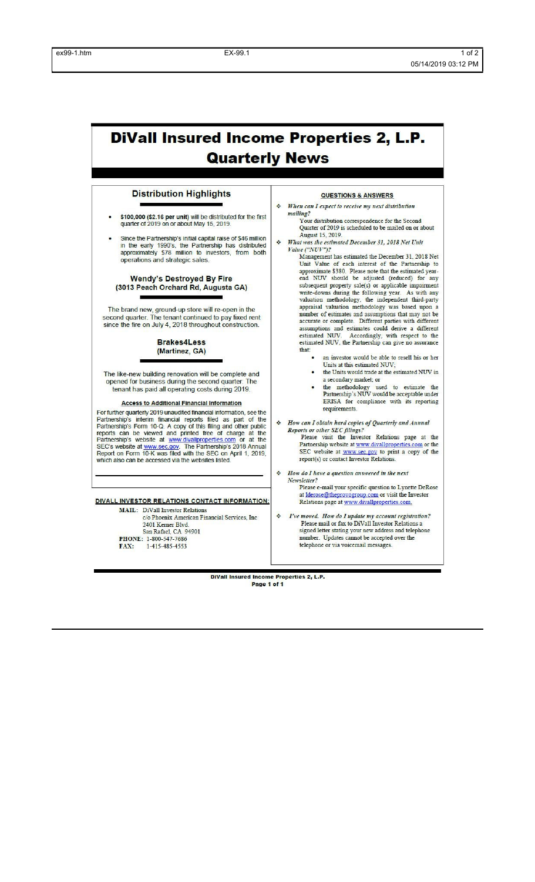# DiVall Insured Income Properties 2, L.P.
# Quarterly News

## Distribution Highlights

- **$100,000 ($2.16 per unit)** will be distributed for the first quarter of 2019 on or about May 15, 2019.
- Since the Partnership's initial capital raise of $46 million in the early 1990's, the Partnership has distributed approximately $78 million to investors, from both operations and strategic sales.

### Wendy's Destroyed By Fire
### (3013 Peach Orchard Rd, Augusta GA)

The brand new, ground-up store will re-open in the second quarter. The tenant continued to pay fixed rent since the fire on July 4, 2018 throughout construction.

### Brakes4Less
### (Martinez, GA)

The like-new building renovation will be complete and opened for business during the second quarter. The tenant has paid all operating costs during 2019.

#### Access to Additional Financial Information

For further quarterly 2019 unaudited financial information, see the Partnership's interim financial reports filed as part of the Partnership's Form 10-Q. A copy of this filing and other public reports can be viewed and printed free of charge at the Partnership's website at www.divallproperties.com or at the SEC's website at www.sec.gov. The Partnership's 2018 Annual Report on Form 10-K was filed with the SEC on April 1, 2019, which also can be accessed via the websites listed.

#### DIVALL INVESTOR RELATIONS CONTACT INFORMATION:

**MAIL:** DiVall Investor Relations
c/o Phoenix American Financial Services, Inc
2401 Kerner Blvd.
San Rafael, CA 94901

**PHONE:** 1-800-547-7686

**FAX:** 1-415-485-4553

#### QUESTIONS & ANSWERS

- ***When can I expect to receive my next distribution mailing?***
  Your distribution correspondence for the Second Quarter of 2019 is scheduled to be mailed on or about August 15, 2019.

- ***What was the estimated December 31, 2018 Net Unit Value ("NUV")?***
  Management has estimated the December 31, 2018 Net Unit Value of each interest of the Partnership to approximately $380. Please note that the estimated year-end NUV should be adjusted (reduced) for any subsequent property sale(s) or applicable impairment write-downs during the following year. As with any valuation methodology, the independent third-party appraisal valuation methodology was based upon a number of estimates and assumptions that may not be accurate or complete. Different parties with different assumptions and estimates could derive a different estimated NUV. Accordingly, with respect to the estimated NUV, the Partnership can give no assurance that:
  - an investor would be able to resell his or her Units at this estimated NUV;
  - the Units would trade at the estimated NUV in a secondary market; or
  - the methodology used to estimate the Partnership's NUV would be acceptable under ERISA for compliance with its reporting requirements.

- ***How can I obtain hard copies of Quarterly and Annual Reports or other SEC filings?***
  Please visit the Investor Relations page at the Partnership website at www.divallproperties.com or the SEC website at www.sec.gov to print a copy of the report(s) or contact Investor Relations.

- ***How do I have a question answered in the next Newsletter?***
  Please e-mail your specific question to Lynette DeRose at lderose@theprovogroup.com or visit the Investor Relations page at www.divallproperties.com.

- ***I've moved. How do I update my account registration?***
  Please mail or fax to DiVall Investor Relations a signed letter stating your new address and telephone number. Updates cannot be accepted over the telephone or via voicemail messages.